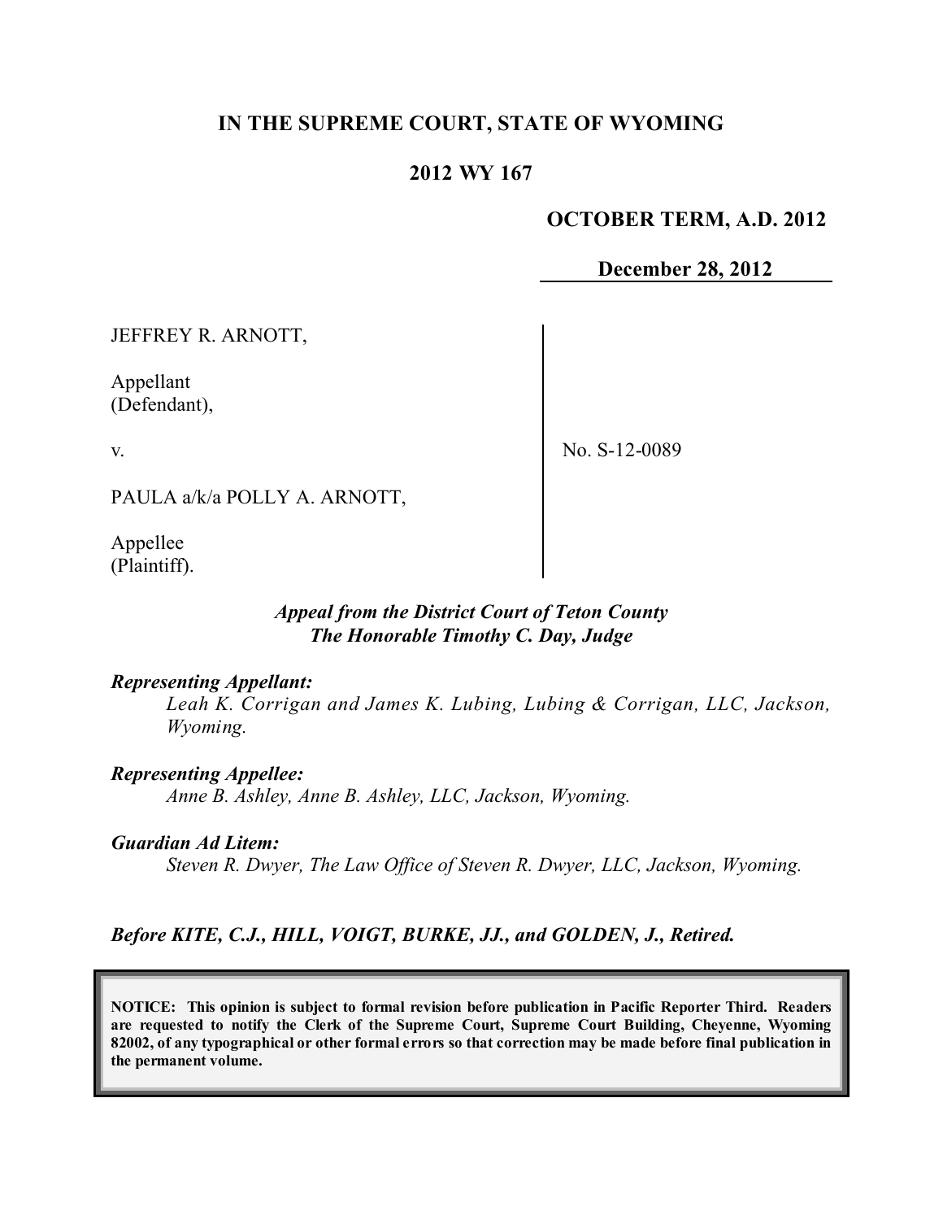# IN THE SUPREME COURT, STATE OF WYOMING

## 2012 WY 167

**OCTOBER TERM, A.D. 2012**

**December 28, 2012**

JEFFREY R. ARNOTT,

Appellant
(Defendant),

v.

PAULA a/k/a POLLY A. ARNOTT,

Appellee
(Plaintiff).

No. S-12-0089

***Appeal from the District Court of Teton County***
***The Honorable Timothy C. Day, Judge***

***Representing Appellant:***

*Leah K. Corrigan and James K. Lubing, Lubing & Corrigan, LLC, Jackson, Wyoming.*

***Representing Appellee:***

*Anne B. Ashley, Anne B. Ashley, LLC, Jackson, Wyoming.*

***Guardian Ad Litem:***

*Steven R. Dwyer, The Law Office of Steven R. Dwyer, LLC, Jackson, Wyoming.*

***Before KITE, C.J., HILL, VOIGT, BURKE, JJ., and GOLDEN, J., Retired.***

**NOTICE: This opinion is subject to formal revision before publication in Pacific Reporter Third. Readers are requested to notify the Clerk of the Supreme Court, Supreme Court Building, Cheyenne, Wyoming 82002, of any typographical or other formal errors so that correction may be made before final publication in the permanent volume.**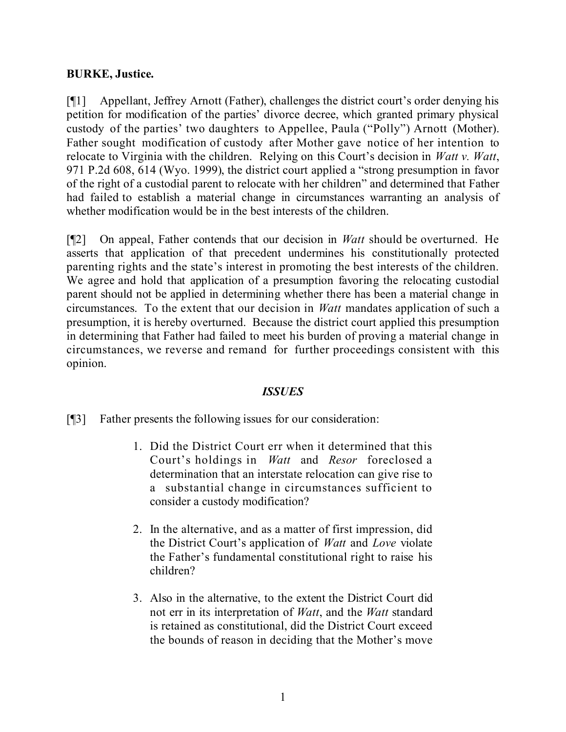**BURKE, Justice.**

[¶1] Appellant, Jeffrey Arnott (Father), challenges the district court's order denying his petition for modification of the parties' divorce decree, which granted primary physical custody of the parties' two daughters to Appellee, Paula ("Polly") Arnott (Mother). Father sought modification of custody after Mother gave notice of her intention to relocate to Virginia with the children. Relying on this Court's decision in *Watt v. Watt*, 971 P.2d 608, 614 (Wyo. 1999), the district court applied a "strong presumption in favor of the right of a custodial parent to relocate with her children" and determined that Father had failed to establish a material change in circumstances warranting an analysis of whether modification would be in the best interests of the children.

[¶2] On appeal, Father contends that our decision in *Watt* should be overturned. He asserts that application of that precedent undermines his constitutionally protected parenting rights and the state's interest in promoting the best interests of the children. We agree and hold that application of a presumption favoring the relocating custodial parent should not be applied in determining whether there has been a material change in circumstances. To the extent that our decision in *Watt* mandates application of such a presumption, it is hereby overturned. Because the district court applied this presumption in determining that Father had failed to meet his burden of proving a material change in circumstances, we reverse and remand for further proceedings consistent with this opinion.

## *ISSUES*

[¶3] Father presents the following issues for our consideration:

> 1. Did the District Court err when it determined that this Court's holdings in *Watt* and *Resor* foreclosed a determination that an interstate relocation can give rise to a substantial change in circumstances sufficient to consider a custody modification?
>
> 2. In the alternative, and as a matter of first impression, did the District Court's application of *Watt* and *Love* violate the Father's fundamental constitutional right to raise his children?
>
> 3. Also in the alternative, to the extent the District Court did not err in its interpretation of *Watt*, and the *Watt* standard is retained as constitutional, did the District Court exceed the bounds of reason in deciding that the Mother's move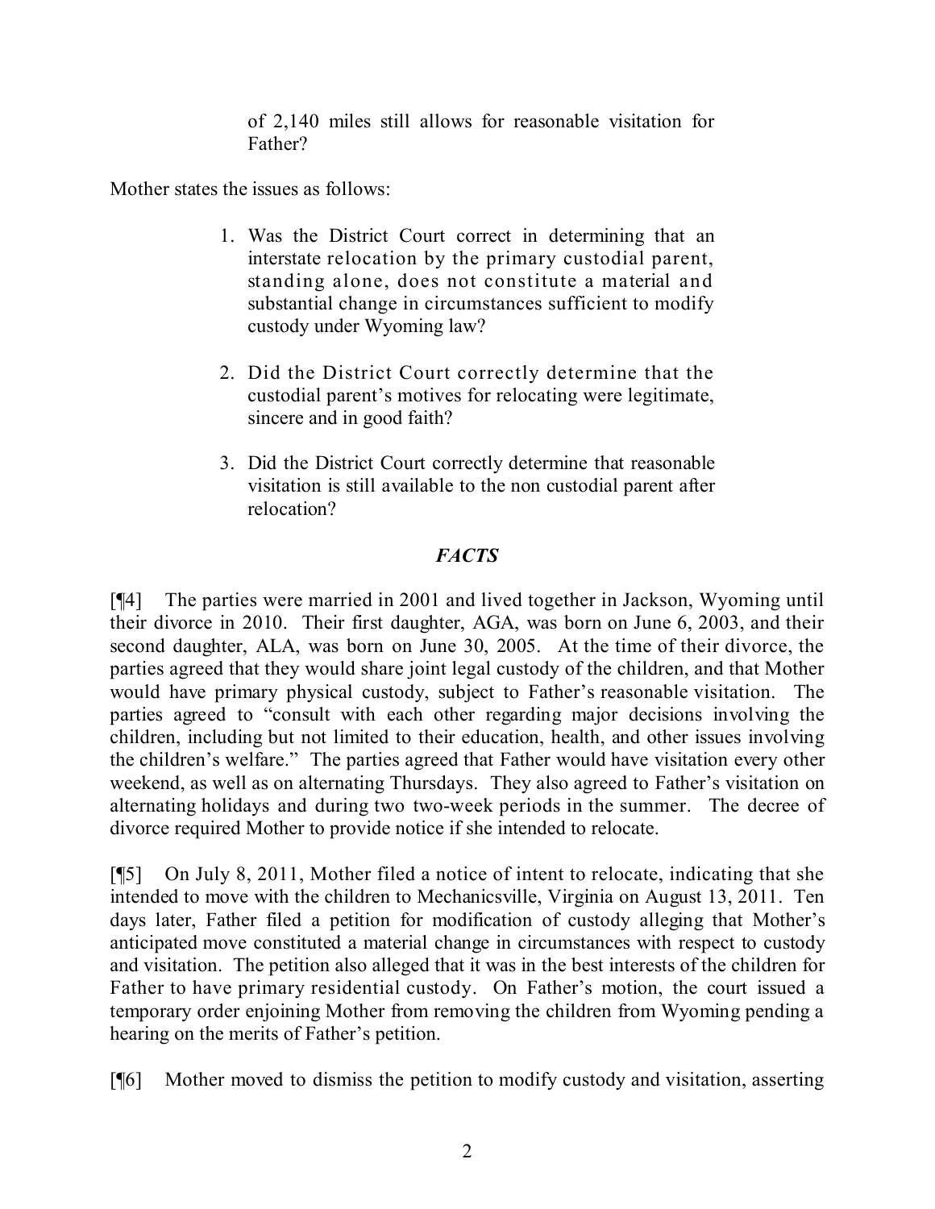of 2,140 miles still allows for reasonable visitation for Father?

Mother states the issues as follows:

1. Was the District Court correct in determining that an interstate relocation by the primary custodial parent, standing alone, does not constitute a material and substantial change in circumstances sufficient to modify custody under Wyoming law?

2. Did the District Court correctly determine that the custodial parent's motives for relocating were legitimate, sincere and in good faith?

3. Did the District Court correctly determine that reasonable visitation is still available to the non custodial parent after relocation?

## *FACTS*

[¶4] The parties were married in 2001 and lived together in Jackson, Wyoming until their divorce in 2010. Their first daughter, AGA, was born on June 6, 2003, and their second daughter, ALA, was born on June 30, 2005. At the time of their divorce, the parties agreed that they would share joint legal custody of the children, and that Mother would have primary physical custody, subject to Father's reasonable visitation. The parties agreed to "consult with each other regarding major decisions involving the children, including but not limited to their education, health, and other issues involving the children's welfare." The parties agreed that Father would have visitation every other weekend, as well as on alternating Thursdays. They also agreed to Father's visitation on alternating holidays and during two two-week periods in the summer. The decree of divorce required Mother to provide notice if she intended to relocate.

[¶5] On July 8, 2011, Mother filed a notice of intent to relocate, indicating that she intended to move with the children to Mechanicsville, Virginia on August 13, 2011. Ten days later, Father filed a petition for modification of custody alleging that Mother's anticipated move constituted a material change in circumstances with respect to custody and visitation. The petition also alleged that it was in the best interests of the children for Father to have primary residential custody. On Father's motion, the court issued a temporary order enjoining Mother from removing the children from Wyoming pending a hearing on the merits of Father's petition.

[¶6] Mother moved to dismiss the petition to modify custody and visitation, asserting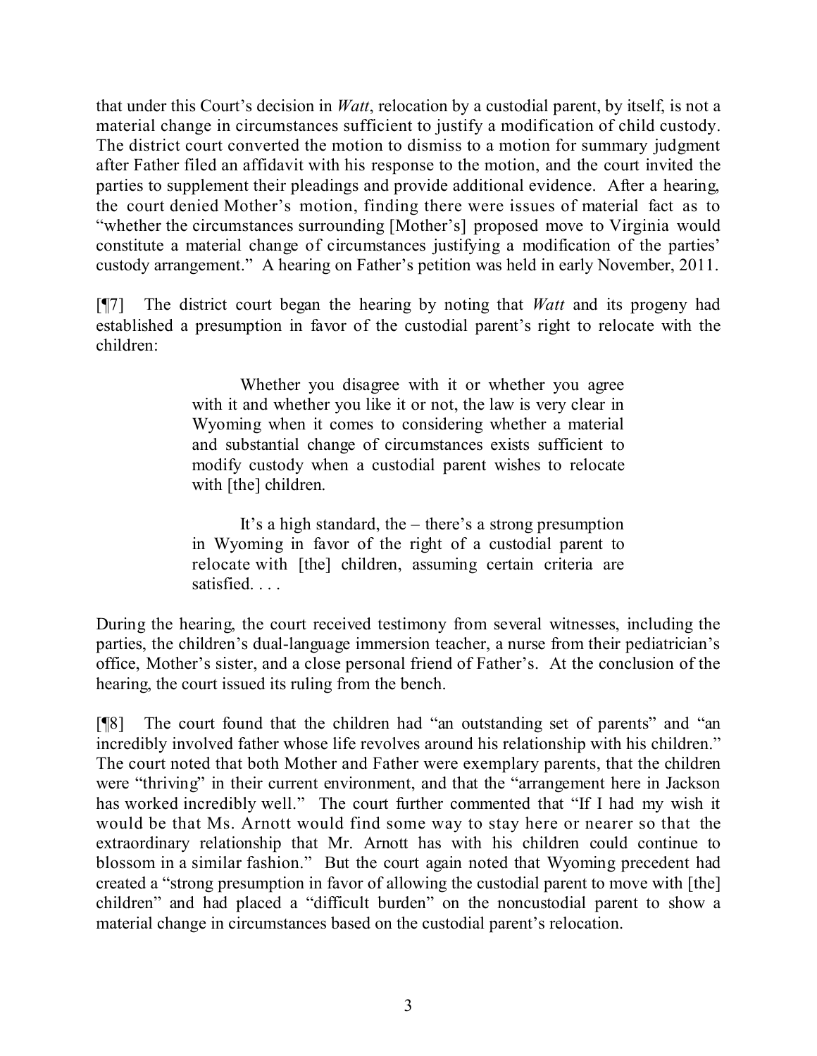that under this Court's decision in *Watt*, relocation by a custodial parent, by itself, is not a material change in circumstances sufficient to justify a modification of child custody. The district court converted the motion to dismiss to a motion for summary judgment after Father filed an affidavit with his response to the motion, and the court invited the parties to supplement their pleadings and provide additional evidence. After a hearing, the court denied Mother's motion, finding there were issues of material fact as to "whether the circumstances surrounding [Mother's] proposed move to Virginia would constitute a material change of circumstances justifying a modification of the parties' custody arrangement." A hearing on Father's petition was held in early November, 2011.

[¶7] The district court began the hearing by noting that *Watt* and its progeny had established a presumption in favor of the custodial parent's right to relocate with the children:

> Whether you disagree with it or whether you agree with it and whether you like it or not, the law is very clear in Wyoming when it comes to considering whether a material and substantial change of circumstances exists sufficient to modify custody when a custodial parent wishes to relocate with [the] children.
>
> It's a high standard, the – there's a strong presumption in Wyoming in favor of the right of a custodial parent to relocate with [the] children, assuming certain criteria are satisfied. . . .

During the hearing, the court received testimony from several witnesses, including the parties, the children's dual-language immersion teacher, a nurse from their pediatrician's office, Mother's sister, and a close personal friend of Father's. At the conclusion of the hearing, the court issued its ruling from the bench.

[¶8] The court found that the children had "an outstanding set of parents" and "an incredibly involved father whose life revolves around his relationship with his children." The court noted that both Mother and Father were exemplary parents, that the children were "thriving" in their current environment, and that the "arrangement here in Jackson has worked incredibly well." The court further commented that "If I had my wish it would be that Ms. Arnott would find some way to stay here or nearer so that the extraordinary relationship that Mr. Arnott has with his children could continue to blossom in a similar fashion." But the court again noted that Wyoming precedent had created a "strong presumption in favor of allowing the custodial parent to move with [the] children" and had placed a "difficult burden" on the noncustodial parent to show a material change in circumstances based on the custodial parent's relocation.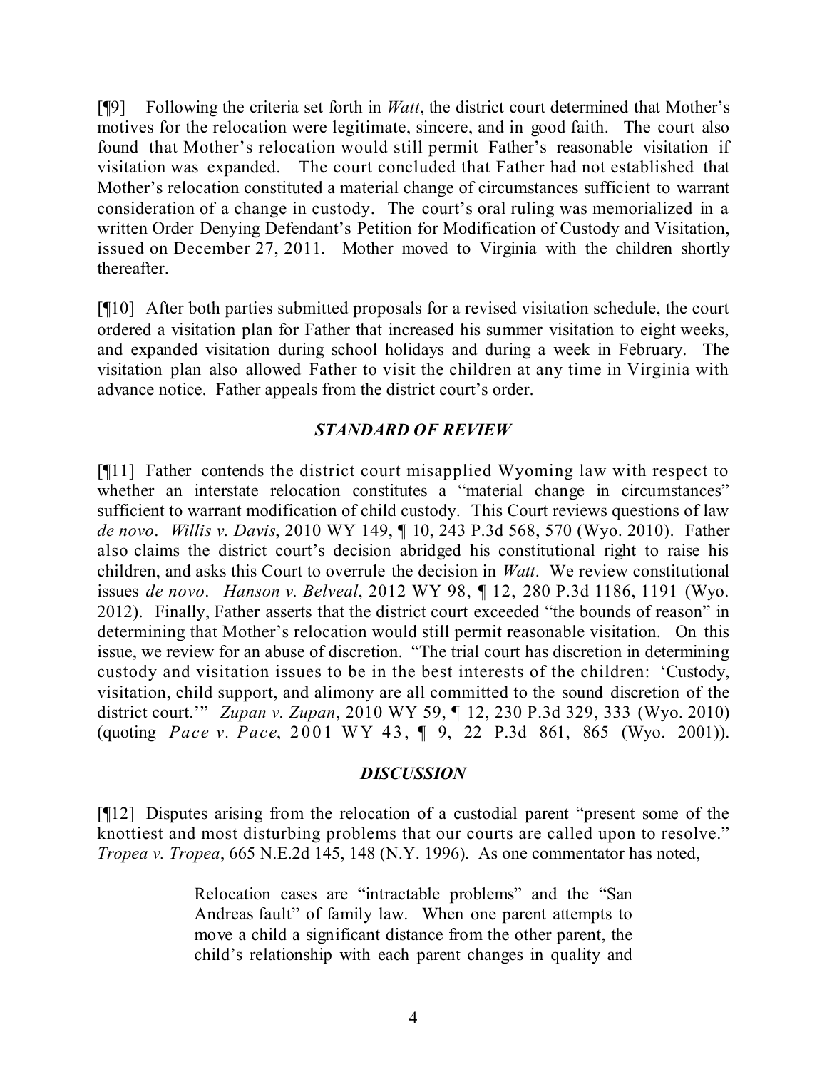[¶9] Following the criteria set forth in *Watt*, the district court determined that Mother's motives for the relocation were legitimate, sincere, and in good faith. The court also found that Mother's relocation would still permit Father's reasonable visitation if visitation was expanded. The court concluded that Father had not established that Mother's relocation constituted a material change of circumstances sufficient to warrant consideration of a change in custody. The court's oral ruling was memorialized in a written Order Denying Defendant's Petition for Modification of Custody and Visitation, issued on December 27, 2011. Mother moved to Virginia with the children shortly thereafter.

[¶10] After both parties submitted proposals for a revised visitation schedule, the court ordered a visitation plan for Father that increased his summer visitation to eight weeks, and expanded visitation during school holidays and during a week in February. The visitation plan also allowed Father to visit the children at any time in Virginia with advance notice. Father appeals from the district court's order.

## *STANDARD OF REVIEW*

[¶11] Father contends the district court misapplied Wyoming law with respect to whether an interstate relocation constitutes a "material change in circumstances" sufficient to warrant modification of child custody. This Court reviews questions of law *de novo*. *Willis v. Davis*, 2010 WY 149, ¶ 10, 243 P.3d 568, 570 (Wyo. 2010). Father also claims the district court's decision abridged his constitutional right to raise his children, and asks this Court to overrule the decision in *Watt*. We review constitutional issues *de novo*. *Hanson v. Belveal*, 2012 WY 98, ¶ 12, 280 P.3d 1186, 1191 (Wyo. 2012). Finally, Father asserts that the district court exceeded "the bounds of reason" in determining that Mother's relocation would still permit reasonable visitation. On this issue, we review for an abuse of discretion. "The trial court has discretion in determining custody and visitation issues to be in the best interests of the children: 'Custody, visitation, child support, and alimony are all committed to the sound discretion of the district court.'" *Zupan v. Zupan*, 2010 WY 59, ¶ 12, 230 P.3d 329, 333 (Wyo. 2010) (quoting *Pace v. Pace*, 2001 WY 43, ¶ 9, 22 P.3d 861, 865 (Wyo. 2001)).

## *DISCUSSION*

[¶12] Disputes arising from the relocation of a custodial parent "present some of the knottiest and most disturbing problems that our courts are called upon to resolve." *Tropea v. Tropea*, 665 N.E.2d 145, 148 (N.Y. 1996). As one commentator has noted,

> Relocation cases are "intractable problems" and the "San Andreas fault" of family law. When one parent attempts to move a child a significant distance from the other parent, the child's relationship with each parent changes in quality and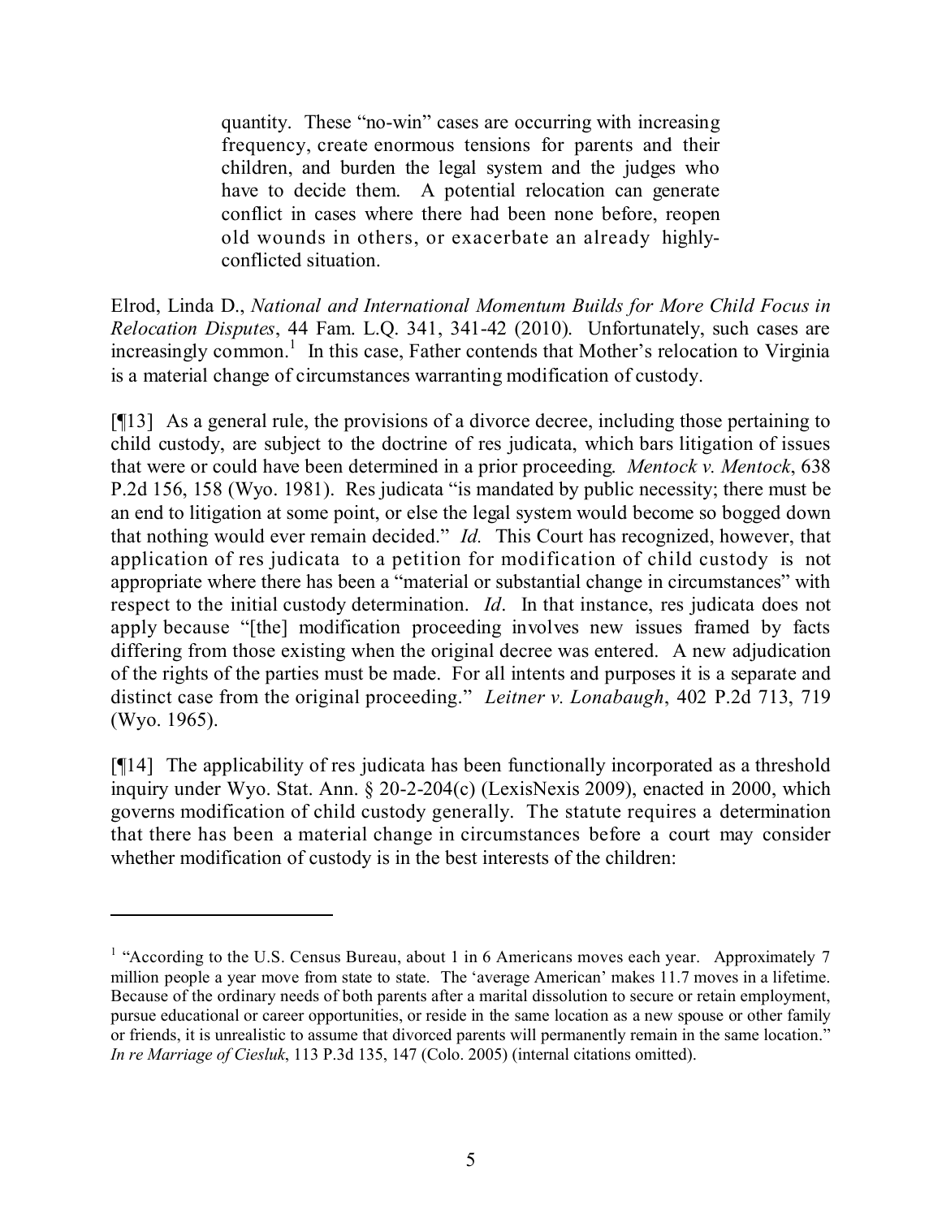> quantity. These "no-win" cases are occurring with increasing frequency, create enormous tensions for parents and their children, and burden the legal system and the judges who have to decide them. A potential relocation can generate conflict in cases where there had been none before, reopen old wounds in others, or exacerbate an already highly-conflicted situation.

Elrod, Linda D., *National and International Momentum Builds for More Child Focus in Relocation Disputes*, 44 Fam. L.Q. 341, 341-42 (2010). Unfortunately, such cases are increasingly common.[1] In this case, Father contends that Mother's relocation to Virginia is a material change of circumstances warranting modification of custody.

[¶13] As a general rule, the provisions of a divorce decree, including those pertaining to child custody, are subject to the doctrine of res judicata, which bars litigation of issues that were or could have been determined in a prior proceeding. *Mentock v. Mentock*, 638 P.2d 156, 158 (Wyo. 1981). Res judicata "is mandated by public necessity; there must be an end to litigation at some point, or else the legal system would become so bogged down that nothing would ever remain decided." *Id.* This Court has recognized, however, that application of res judicata to a petition for modification of child custody is not appropriate where there has been a "material or substantial change in circumstances" with respect to the initial custody determination. *Id*. In that instance, res judicata does not apply because "[the] modification proceeding involves new issues framed by facts differing from those existing when the original decree was entered. A new adjudication of the rights of the parties must be made. For all intents and purposes it is a separate and distinct case from the original proceeding." *Leitner v. Lonabaugh*, 402 P.2d 713, 719 (Wyo. 1965).

[¶14] The applicability of res judicata has been functionally incorporated as a threshold inquiry under Wyo. Stat. Ann. § 20-2-204(c) (LexisNexis 2009), enacted in 2000, which governs modification of child custody generally. The statute requires a determination that there has been a material change in circumstances before a court may consider whether modification of custody is in the best interests of the children:

---

[1] "According to the U.S. Census Bureau, about 1 in 6 Americans moves each year. Approximately 7 million people a year move from state to state. The 'average American' makes 11.7 moves in a lifetime. Because of the ordinary needs of both parents after a marital dissolution to secure or retain employment, pursue educational or career opportunities, or reside in the same location as a new spouse or other family or friends, it is unrealistic to assume that divorced parents will permanently remain in the same location." *In re Marriage of Ciesluk*, 113 P.3d 135, 147 (Colo. 2005) (internal citations omitted).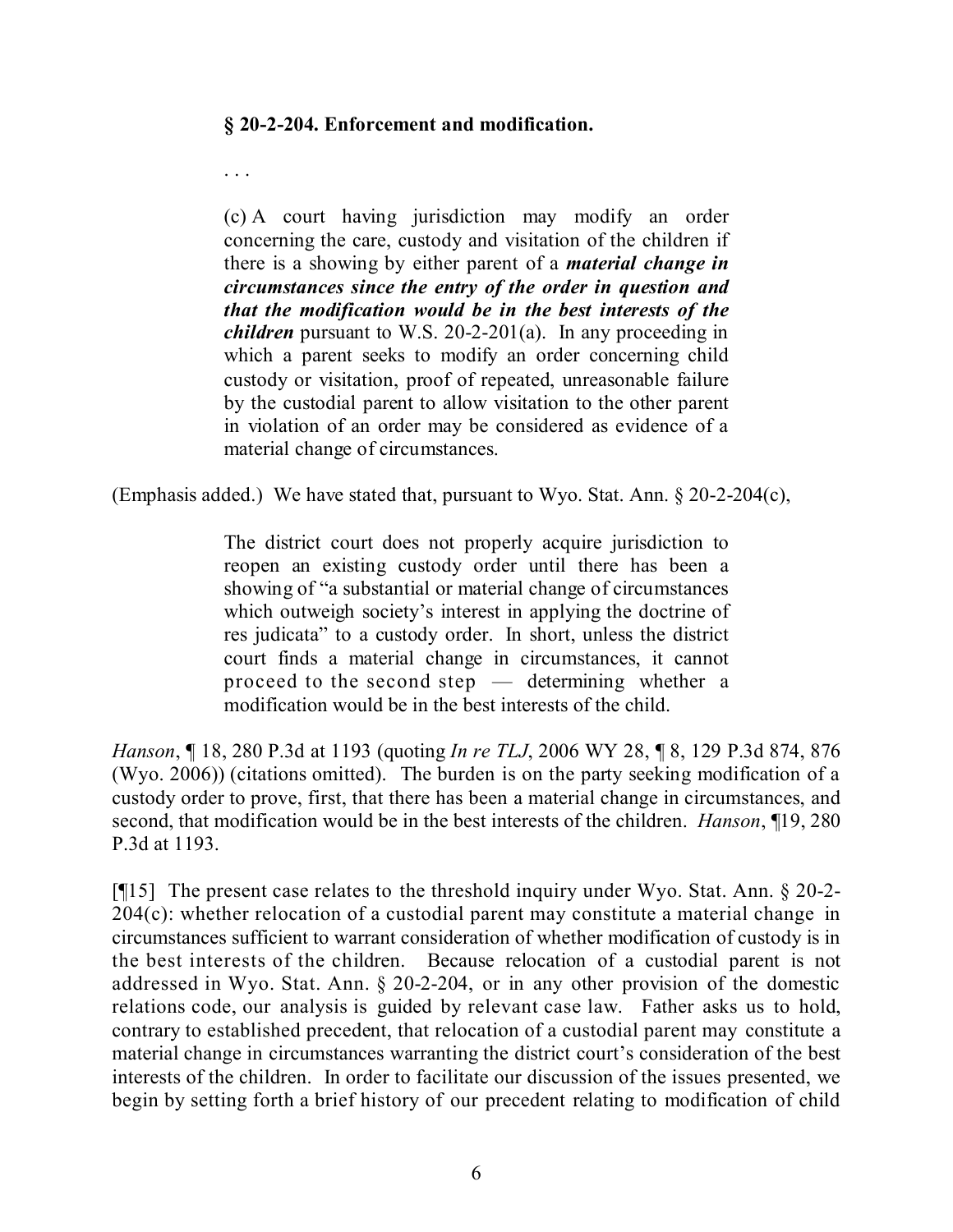> **§ 20-2-204. Enforcement and modification.**
>
> . . .
>
> (c) A court having jurisdiction may modify an order concerning the care, custody and visitation of the children if there is a showing by either parent of a ***material change in circumstances since the entry of the order in question and that the modification would be in the best interests of the children*** pursuant to W.S. 20-2-201(a). In any proceeding in which a parent seeks to modify an order concerning child custody or visitation, proof of repeated, unreasonable failure by the custodial parent to allow visitation to the other parent in violation of an order may be considered as evidence of a material change of circumstances.

(Emphasis added.) We have stated that, pursuant to Wyo. Stat. Ann. § 20-2-204(c),

> The district court does not properly acquire jurisdiction to reopen an existing custody order until there has been a showing of "a substantial or material change of circumstances which outweigh society's interest in applying the doctrine of res judicata" to a custody order. In short, unless the district court finds a material change in circumstances, it cannot proceed to the second step — determining whether a modification would be in the best interests of the child.

*Hanson*, ¶ 18, 280 P.3d at 1193 (quoting *In re TLJ*, 2006 WY 28, ¶ 8, 129 P.3d 874, 876 (Wyo. 2006)) (citations omitted). The burden is on the party seeking modification of a custody order to prove, first, that there has been a material change in circumstances, and second, that modification would be in the best interests of the children. *Hanson*, ¶19, 280 P.3d at 1193.

[¶15] The present case relates to the threshold inquiry under Wyo. Stat. Ann. § 20-2-204(c): whether relocation of a custodial parent may constitute a material change in circumstances sufficient to warrant consideration of whether modification of custody is in the best interests of the children. Because relocation of a custodial parent is not addressed in Wyo. Stat. Ann. § 20-2-204, or in any other provision of the domestic relations code, our analysis is guided by relevant case law. Father asks us to hold, contrary to established precedent, that relocation of a custodial parent may constitute a material change in circumstances warranting the district court's consideration of the best interests of the children. In order to facilitate our discussion of the issues presented, we begin by setting forth a brief history of our precedent relating to modification of child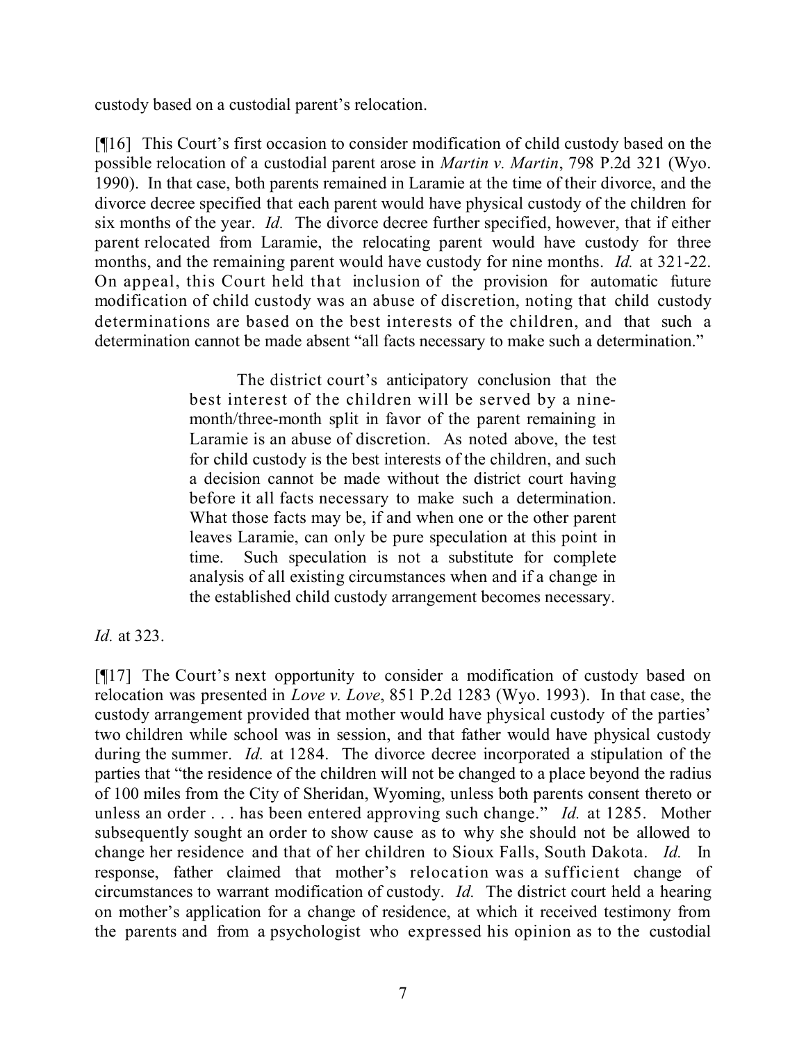custody based on a custodial parent's relocation.

[¶16] This Court's first occasion to consider modification of child custody based on the possible relocation of a custodial parent arose in *Martin v. Martin*, 798 P.2d 321 (Wyo. 1990). In that case, both parents remained in Laramie at the time of their divorce, and the divorce decree specified that each parent would have physical custody of the children for six months of the year. *Id.* The divorce decree further specified, however, that if either parent relocated from Laramie, the relocating parent would have custody for three months, and the remaining parent would have custody for nine months. *Id.* at 321-22. On appeal, this Court held that inclusion of the provision for automatic future modification of child custody was an abuse of discretion, noting that child custody determinations are based on the best interests of the children, and that such a determination cannot be made absent "all facts necessary to make such a determination."

> The district court's anticipatory conclusion that the best interest of the children will be served by a nine-month/three-month split in favor of the parent remaining in Laramie is an abuse of discretion. As noted above, the test for child custody is the best interests of the children, and such a decision cannot be made without the district court having before it all facts necessary to make such a determination. What those facts may be, if and when one or the other parent leaves Laramie, can only be pure speculation at this point in time. Such speculation is not a substitute for complete analysis of all existing circumstances when and if a change in the established child custody arrangement becomes necessary.

*Id.* at 323.

[¶17] The Court's next opportunity to consider a modification of custody based on relocation was presented in *Love v. Love*, 851 P.2d 1283 (Wyo. 1993). In that case, the custody arrangement provided that mother would have physical custody of the parties' two children while school was in session, and that father would have physical custody during the summer. *Id.* at 1284. The divorce decree incorporated a stipulation of the parties that "the residence of the children will not be changed to a place beyond the radius of 100 miles from the City of Sheridan, Wyoming, unless both parents consent thereto or unless an order . . . has been entered approving such change." *Id.* at 1285. Mother subsequently sought an order to show cause as to why she should not be allowed to change her residence and that of her children to Sioux Falls, South Dakota. *Id.* In response, father claimed that mother's relocation was a sufficient change of circumstances to warrant modification of custody. *Id.* The district court held a hearing on mother's application for a change of residence, at which it received testimony from the parents and from a psychologist who expressed his opinion as to the custodial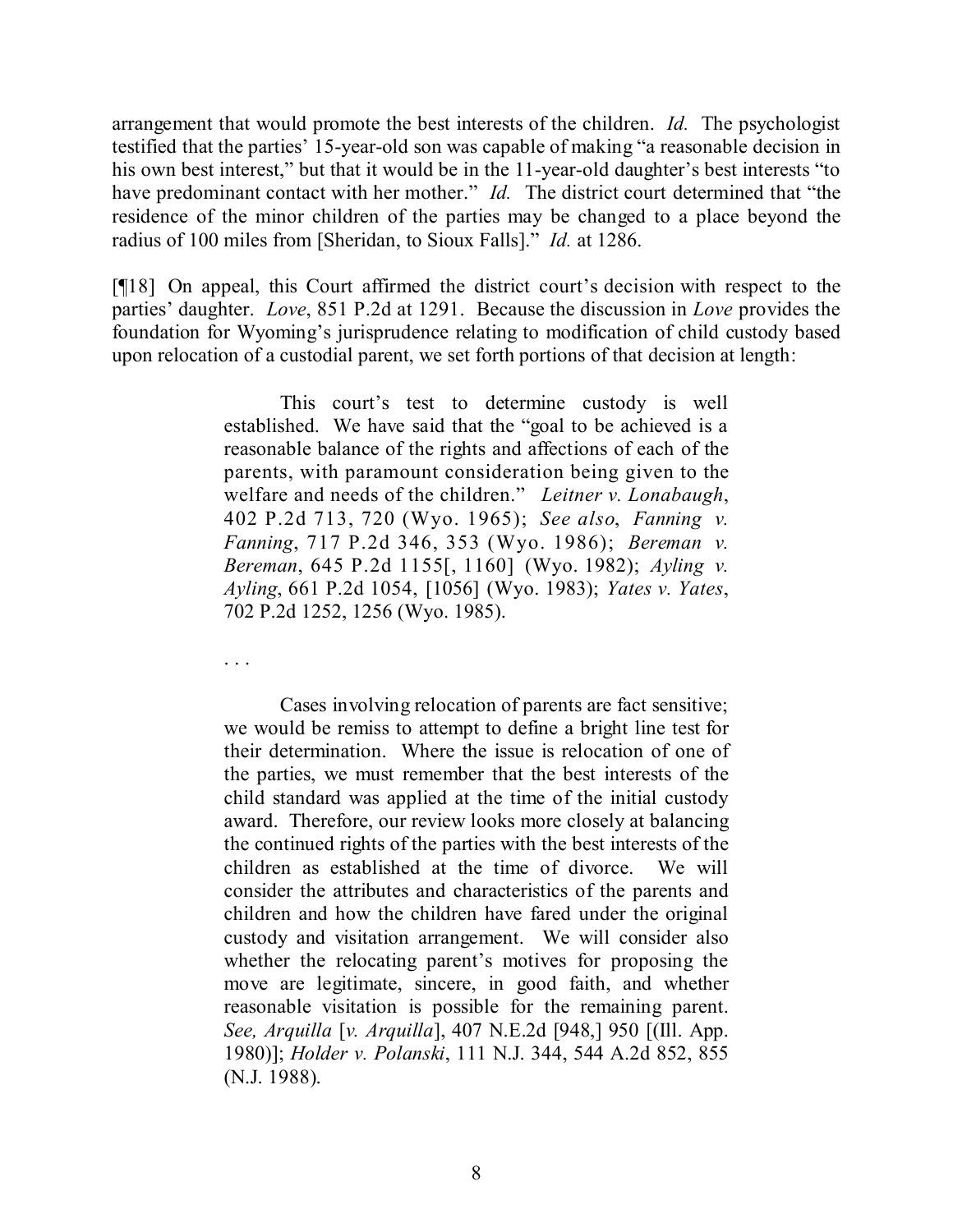arrangement that would promote the best interests of the children. *Id.* The psychologist testified that the parties' 15-year-old son was capable of making "a reasonable decision in his own best interest," but that it would be in the 11-year-old daughter's best interests "to have predominant contact with her mother." *Id.* The district court determined that "the residence of the minor children of the parties may be changed to a place beyond the radius of 100 miles from [Sheridan, to Sioux Falls]." *Id.* at 1286.

[¶18] On appeal, this Court affirmed the district court's decision with respect to the parties' daughter. *Love*, 851 P.2d at 1291. Because the discussion in *Love* provides the foundation for Wyoming's jurisprudence relating to modification of child custody based upon relocation of a custodial parent, we set forth portions of that decision at length:

> This court's test to determine custody is well established. We have said that the "goal to be achieved is a reasonable balance of the rights and affections of each of the parents, with paramount consideration being given to the welfare and needs of the children." *Leitner v. Lonabaugh*, 402 P.2d 713, 720 (Wyo. 1965); *See also*, *Fanning v. Fanning*, 717 P.2d 346, 353 (Wyo. 1986); *Bereman v. Bereman*, 645 P.2d 1155[, 1160] (Wyo. 1982); *Ayling v. Ayling*, 661 P.2d 1054, [1056] (Wyo. 1983); *Yates v. Yates*, 702 P.2d 1252, 1256 (Wyo. 1985).
>
> . . .
>
> Cases involving relocation of parents are fact sensitive; we would be remiss to attempt to define a bright line test for their determination. Where the issue is relocation of one of the parties, we must remember that the best interests of the child standard was applied at the time of the initial custody award. Therefore, our review looks more closely at balancing the continued rights of the parties with the best interests of the children as established at the time of divorce. We will consider the attributes and characteristics of the parents and children and how the children have fared under the original custody and visitation arrangement. We will consider also whether the relocating parent's motives for proposing the move are legitimate, sincere, in good faith, and whether reasonable visitation is possible for the remaining parent. *See, Arquilla* [*v. Arquilla*], 407 N.E.2d [948,] 950 [(Ill. App. 1980)]; *Holder v. Polanski*, 111 N.J. 344, 544 A.2d 852, 855 (N.J. 1988).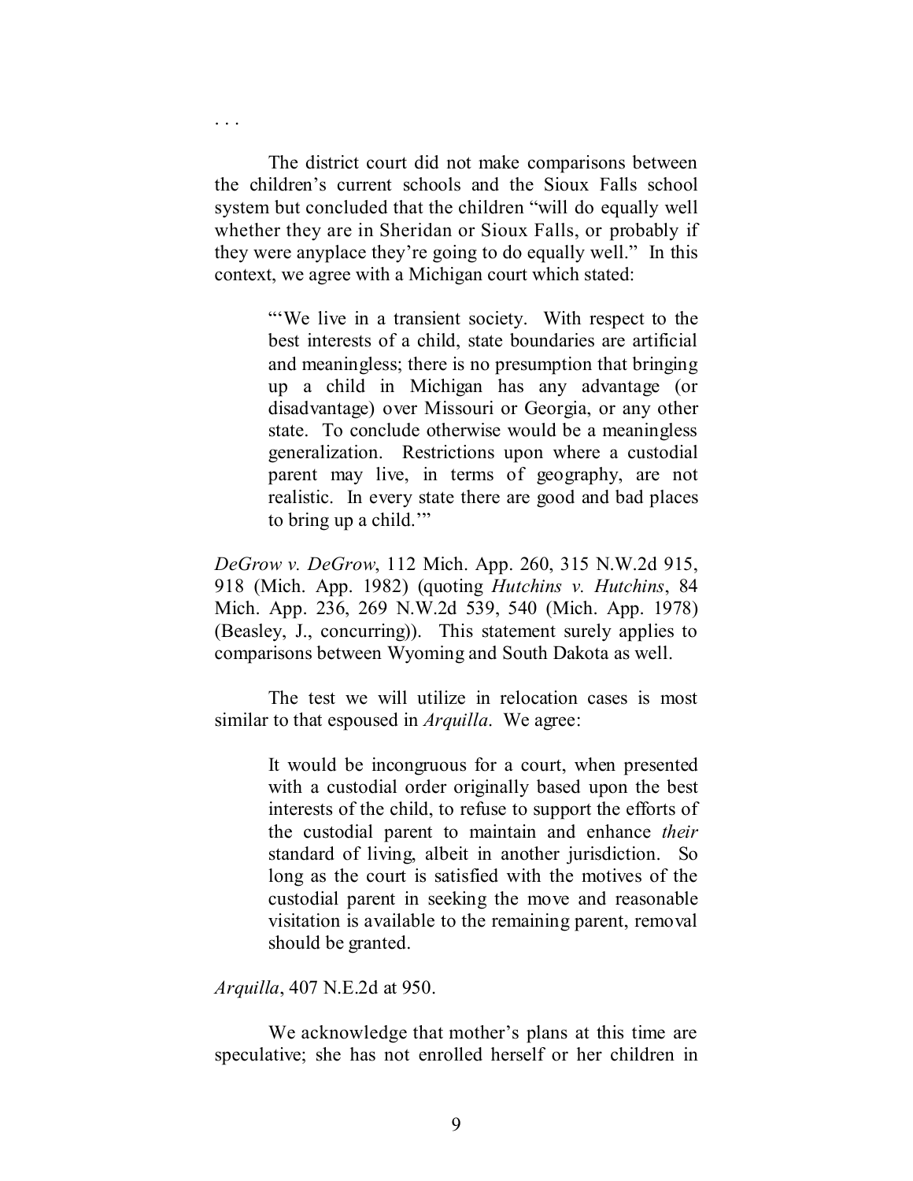. . .

The district court did not make comparisons between the children's current schools and the Sioux Falls school system but concluded that the children "will do equally well whether they are in Sheridan or Sioux Falls, or probably if they were anyplace they're going to do equally well." In this context, we agree with a Michigan court which stated:

> "'We live in a transient society. With respect to the best interests of a child, state boundaries are artificial and meaningless; there is no presumption that bringing up a child in Michigan has any advantage (or disadvantage) over Missouri or Georgia, or any other state. To conclude otherwise would be a meaningless generalization. Restrictions upon where a custodial parent may live, in terms of geography, are not realistic. In every state there are good and bad places to bring up a child.'"

*DeGrow v. DeGrow*, 112 Mich. App. 260, 315 N.W.2d 915, 918 (Mich. App. 1982) (quoting *Hutchins v. Hutchins*, 84 Mich. App. 236, 269 N.W.2d 539, 540 (Mich. App. 1978) (Beasley, J., concurring)). This statement surely applies to comparisons between Wyoming and South Dakota as well.

The test we will utilize in relocation cases is most similar to that espoused in *Arquilla*. We agree:

> It would be incongruous for a court, when presented with a custodial order originally based upon the best interests of the child, to refuse to support the efforts of the custodial parent to maintain and enhance *their* standard of living, albeit in another jurisdiction. So long as the court is satisfied with the motives of the custodial parent in seeking the move and reasonable visitation is available to the remaining parent, removal should be granted.

*Arquilla*, 407 N.E.2d at 950.

We acknowledge that mother's plans at this time are speculative; she has not enrolled herself or her children in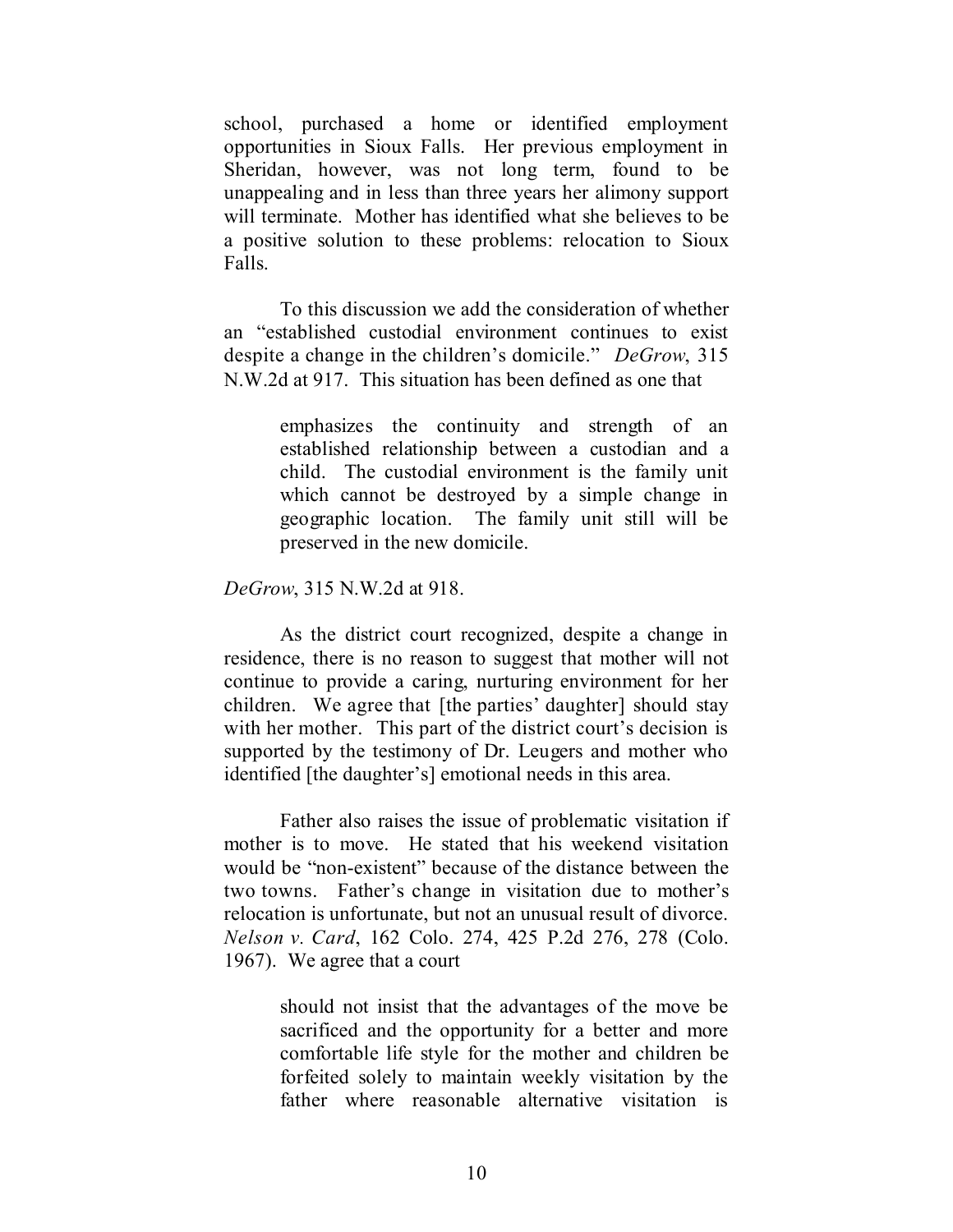school, purchased a home or identified employment opportunities in Sioux Falls. Her previous employment in Sheridan, however, was not long term, found to be unappealing and in less than three years her alimony support will terminate. Mother has identified what she believes to be a positive solution to these problems: relocation to Sioux Falls.

To this discussion we add the consideration of whether an "established custodial environment continues to exist despite a change in the children's domicile." *DeGrow*, 315 N.W.2d at 917. This situation has been defined as one that

> emphasizes the continuity and strength of an established relationship between a custodian and a child. The custodial environment is the family unit which cannot be destroyed by a simple change in geographic location. The family unit still will be preserved in the new domicile.

*DeGrow*, 315 N.W.2d at 918.

As the district court recognized, despite a change in residence, there is no reason to suggest that mother will not continue to provide a caring, nurturing environment for her children. We agree that [the parties' daughter] should stay with her mother. This part of the district court's decision is supported by the testimony of Dr. Leugers and mother who identified [the daughter's] emotional needs in this area.

Father also raises the issue of problematic visitation if mother is to move. He stated that his weekend visitation would be "non-existent" because of the distance between the two towns. Father's change in visitation due to mother's relocation is unfortunate, but not an unusual result of divorce. *Nelson v. Card*, 162 Colo. 274, 425 P.2d 276, 278 (Colo. 1967). We agree that a court

> should not insist that the advantages of the move be sacrificed and the opportunity for a better and more comfortable life style for the mother and children be forfeited solely to maintain weekly visitation by the father where reasonable alternative visitation is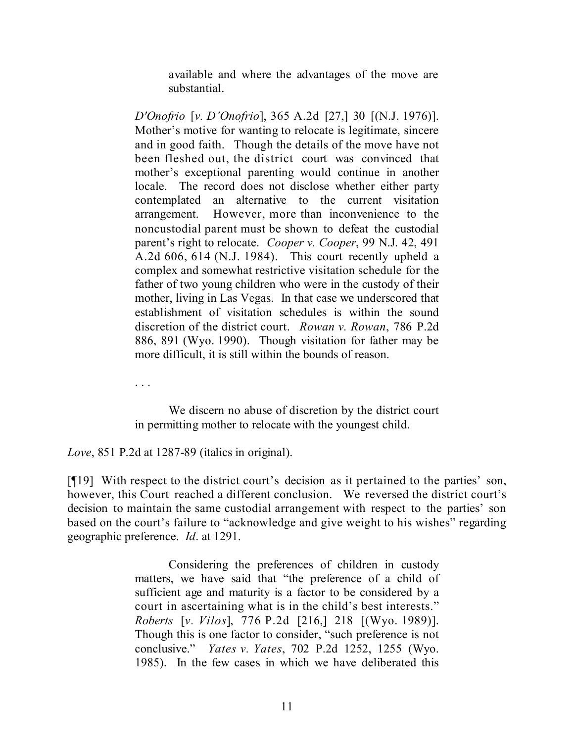> available and where the advantages of the move are substantial.
>
> *D'Onofrio* [*v. D'Onofrio*], 365 A.2d [27,] 30 [(N.J. 1976)]. Mother's motive for wanting to relocate is legitimate, sincere and in good faith. Though the details of the move have not been fleshed out, the district court was convinced that mother's exceptional parenting would continue in another locale. The record does not disclose whether either party contemplated an alternative to the current visitation arrangement. However, more than inconvenience to the noncustodial parent must be shown to defeat the custodial parent's right to relocate. *Cooper v. Cooper*, 99 N.J. 42, 491 A.2d 606, 614 (N.J. 1984). This court recently upheld a complex and somewhat restrictive visitation schedule for the father of two young children who were in the custody of their mother, living in Las Vegas. In that case we underscored that establishment of visitation schedules is within the sound discretion of the district court. *Rowan v. Rowan*, 786 P.2d 886, 891 (Wyo. 1990). Though visitation for father may be more difficult, it is still within the bounds of reason.
>
> . . .
>
> We discern no abuse of discretion by the district court in permitting mother to relocate with the youngest child.

*Love*, 851 P.2d at 1287-89 (italics in original).

[¶19] With respect to the district court's decision as it pertained to the parties' son, however, this Court reached a different conclusion. We reversed the district court's decision to maintain the same custodial arrangement with respect to the parties' son based on the court's failure to "acknowledge and give weight to his wishes" regarding geographic preference. *Id*. at 1291.

> Considering the preferences of children in custody matters, we have said that "the preference of a child of sufficient age and maturity is a factor to be considered by a court in ascertaining what is in the child's best interests." *Roberts* [*v. Vilos*], 776 P.2d [216,] 218 [(Wyo. 1989)]. Though this is one factor to consider, "such preference is not conclusive." *Yates v. Yates*, 702 P.2d 1252, 1255 (Wyo. 1985). In the few cases in which we have deliberated this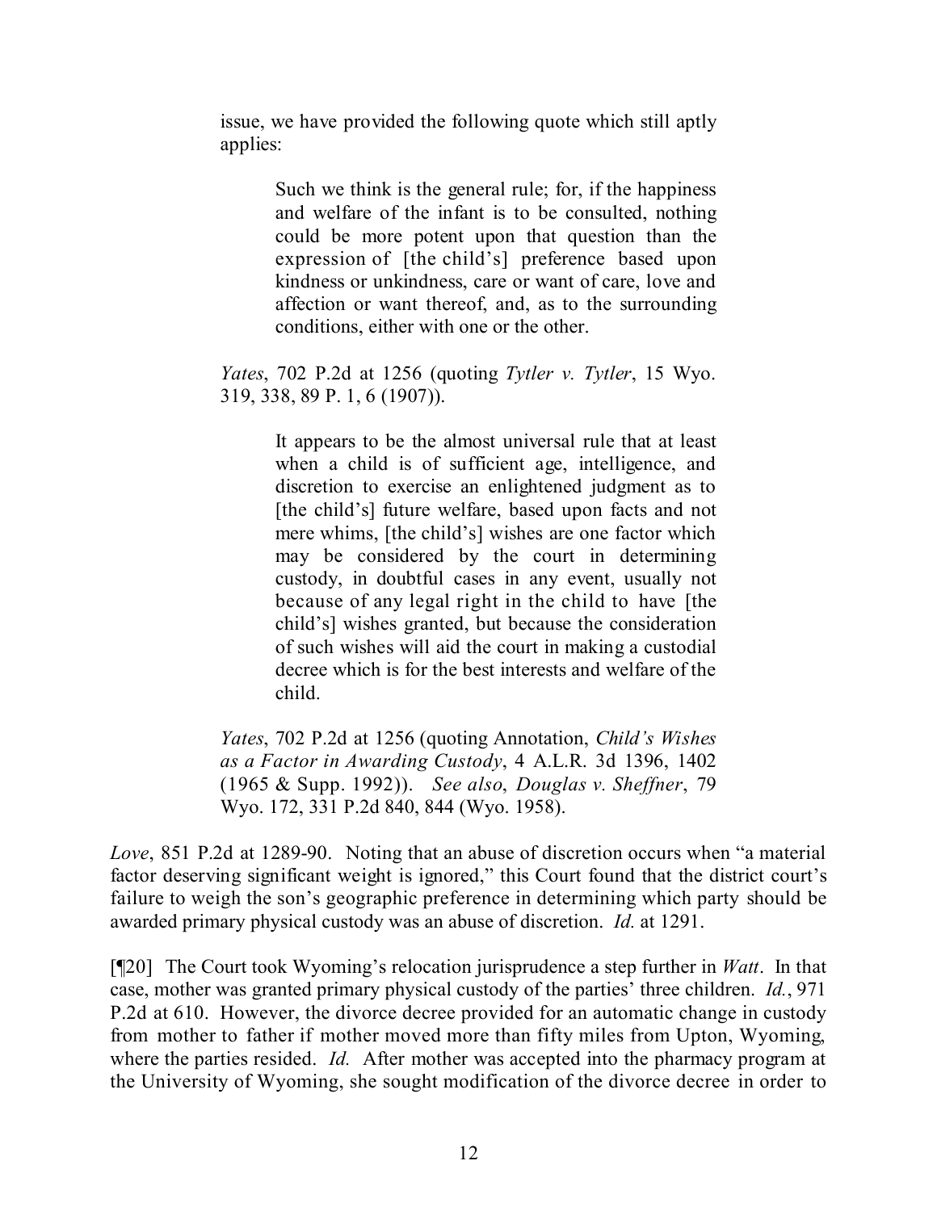> issue, we have provided the following quote which still aptly applies:
>
> > Such we think is the general rule; for, if the happiness and welfare of the infant is to be consulted, nothing could be more potent upon that question than the expression of [the child's] preference based upon kindness or unkindness, care or want of care, love and affection or want thereof, and, as to the surrounding conditions, either with one or the other.
>
> *Yates*, 702 P.2d at 1256 (quoting *Tytler v. Tytler*, 15 Wyo. 319, 338, 89 P. 1, 6 (1907)).
>
> > It appears to be the almost universal rule that at least when a child is of sufficient age, intelligence, and discretion to exercise an enlightened judgment as to [the child's] future welfare, based upon facts and not mere whims, [the child's] wishes are one factor which may be considered by the court in determining custody, in doubtful cases in any event, usually not because of any legal right in the child to have [the child's] wishes granted, but because the consideration of such wishes will aid the court in making a custodial decree which is for the best interests and welfare of the child.
>
> *Yates*, 702 P.2d at 1256 (quoting Annotation, *Child's Wishes as a Factor in Awarding Custody*, 4 A.L.R. 3d 1396, 1402 (1965 & Supp. 1992)). *See also*, *Douglas v. Sheffner*, 79 Wyo. 172, 331 P.2d 840, 844 (Wyo. 1958).

*Love*, 851 P.2d at 1289-90. Noting that an abuse of discretion occurs when "a material factor deserving significant weight is ignored," this Court found that the district court's failure to weigh the son's geographic preference in determining which party should be awarded primary physical custody was an abuse of discretion. *Id.* at 1291.

[¶20] The Court took Wyoming's relocation jurisprudence a step further in *Watt*. In that case, mother was granted primary physical custody of the parties' three children. *Id.*, 971 P.2d at 610. However, the divorce decree provided for an automatic change in custody from mother to father if mother moved more than fifty miles from Upton, Wyoming, where the parties resided. *Id.* After mother was accepted into the pharmacy program at the University of Wyoming, she sought modification of the divorce decree in order to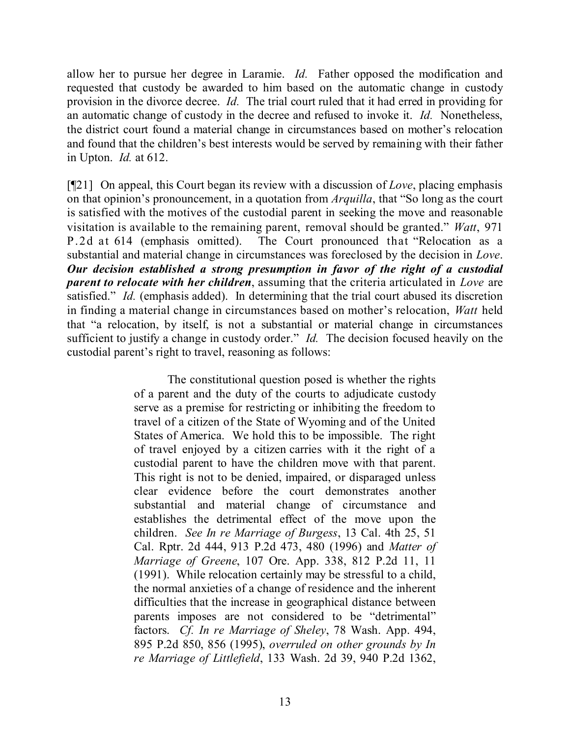allow her to pursue her degree in Laramie. *Id.* Father opposed the modification and requested that custody be awarded to him based on the automatic change in custody provision in the divorce decree. *Id.* The trial court ruled that it had erred in providing for an automatic change of custody in the decree and refused to invoke it. *Id.* Nonetheless, the district court found a material change in circumstances based on mother's relocation and found that the children's best interests would be served by remaining with their father in Upton. *Id.* at 612.

[¶21] On appeal, this Court began its review with a discussion of *Love*, placing emphasis on that opinion's pronouncement, in a quotation from *Arquilla*, that "So long as the court is satisfied with the motives of the custodial parent in seeking the move and reasonable visitation is available to the remaining parent, removal should be granted." *Watt*, 971 P.2d at 614 (emphasis omitted). The Court pronounced that "Relocation as a substantial and material change in circumstances was foreclosed by the decision in *Love*. ***Our decision established a strong presumption in favor of the right of a custodial parent to relocate with her children***, assuming that the criteria articulated in *Love* are satisfied." *Id.* (emphasis added). In determining that the trial court abused its discretion in finding a material change in circumstances based on mother's relocation, *Watt* held that "a relocation, by itself, is not a substantial or material change in circumstances sufficient to justify a change in custody order." *Id.* The decision focused heavily on the custodial parent's right to travel, reasoning as follows:

> The constitutional question posed is whether the rights of a parent and the duty of the courts to adjudicate custody serve as a premise for restricting or inhibiting the freedom to travel of a citizen of the State of Wyoming and of the United States of America. We hold this to be impossible. The right of travel enjoyed by a citizen carries with it the right of a custodial parent to have the children move with that parent. This right is not to be denied, impaired, or disparaged unless clear evidence before the court demonstrates another substantial and material change of circumstance and establishes the detrimental effect of the move upon the children. *See In re Marriage of Burgess*, 13 Cal. 4th 25, 51 Cal. Rptr. 2d 444, 913 P.2d 473, 480 (1996) and *Matter of Marriage of Greene*, 107 Ore. App. 338, 812 P.2d 11, 11 (1991). While relocation certainly may be stressful to a child, the normal anxieties of a change of residence and the inherent difficulties that the increase in geographical distance between parents imposes are not considered to be "detrimental" factors. *Cf. In re Marriage of Sheley*, 78 Wash. App. 494, 895 P.2d 850, 856 (1995), *overruled on other grounds by In re Marriage of Littlefield*, 133 Wash. 2d 39, 940 P.2d 1362,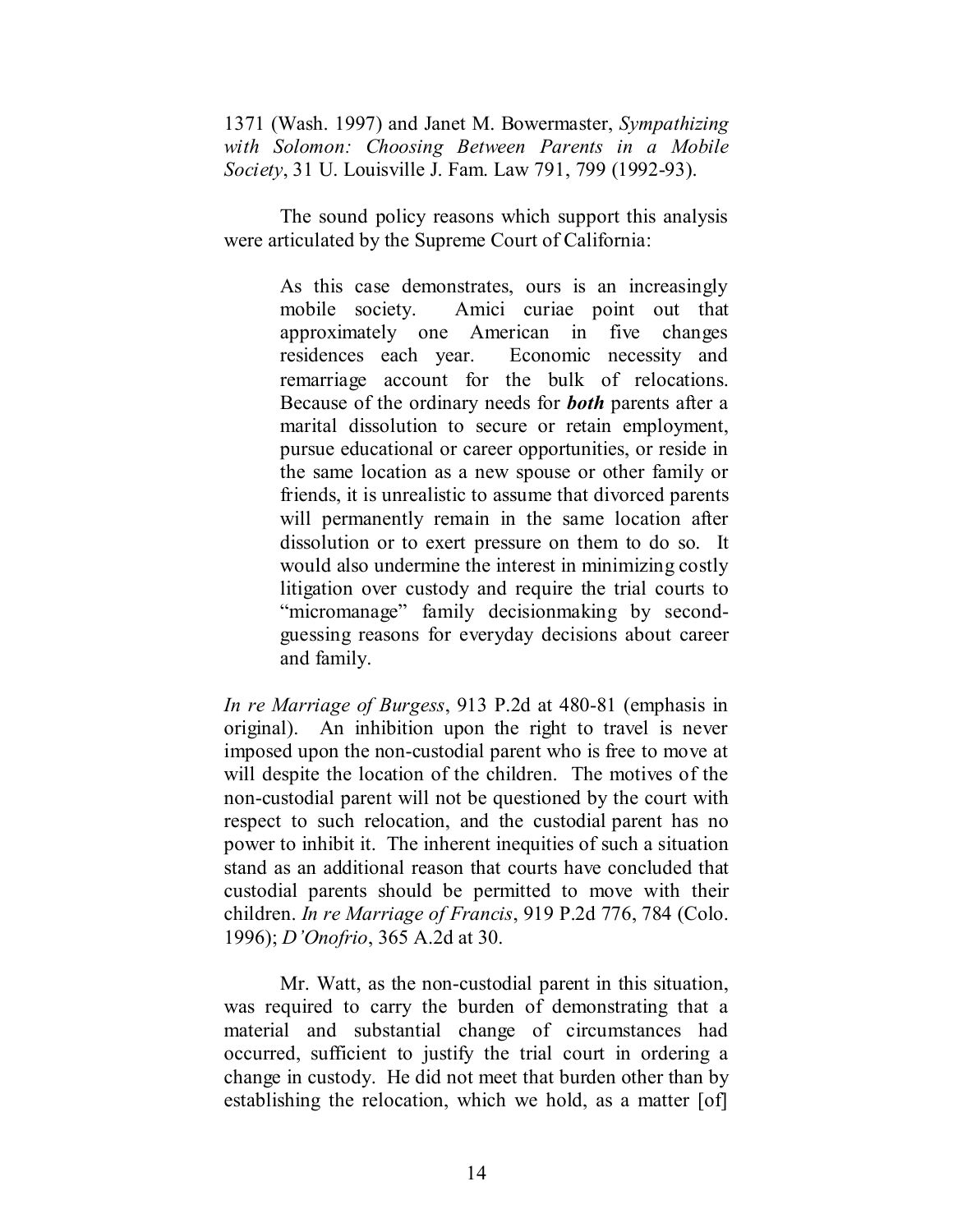1371 (Wash. 1997) and Janet M. Bowermaster, *Sympathizing with Solomon: Choosing Between Parents in a Mobile Society*, 31 U. Louisville J. Fam. Law 791, 799 (1992-93).

The sound policy reasons which support this analysis were articulated by the Supreme Court of California:

> As this case demonstrates, ours is an increasingly mobile society. Amici curiae point out that approximately one American in five changes residences each year. Economic necessity and remarriage account for the bulk of relocations. Because of the ordinary needs for ***both*** parents after a marital dissolution to secure or retain employment, pursue educational or career opportunities, or reside in the same location as a new spouse or other family or friends, it is unrealistic to assume that divorced parents will permanently remain in the same location after dissolution or to exert pressure on them to do so. It would also undermine the interest in minimizing costly litigation over custody and require the trial courts to "micromanage" family decisionmaking by second-guessing reasons for everyday decisions about career and family.

*In re Marriage of Burgess*, 913 P.2d at 480-81 (emphasis in original). An inhibition upon the right to travel is never imposed upon the non-custodial parent who is free to move at will despite the location of the children. The motives of the non-custodial parent will not be questioned by the court with respect to such relocation, and the custodial parent has no power to inhibit it. The inherent inequities of such a situation stand as an additional reason that courts have concluded that custodial parents should be permitted to move with their children. *In re Marriage of Francis*, 919 P.2d 776, 784 (Colo. 1996); *D'Onofrio*, 365 A.2d at 30.

Mr. Watt, as the non-custodial parent in this situation, was required to carry the burden of demonstrating that a material and substantial change of circumstances had occurred, sufficient to justify the trial court in ordering a change in custody. He did not meet that burden other than by establishing the relocation, which we hold, as a matter [of]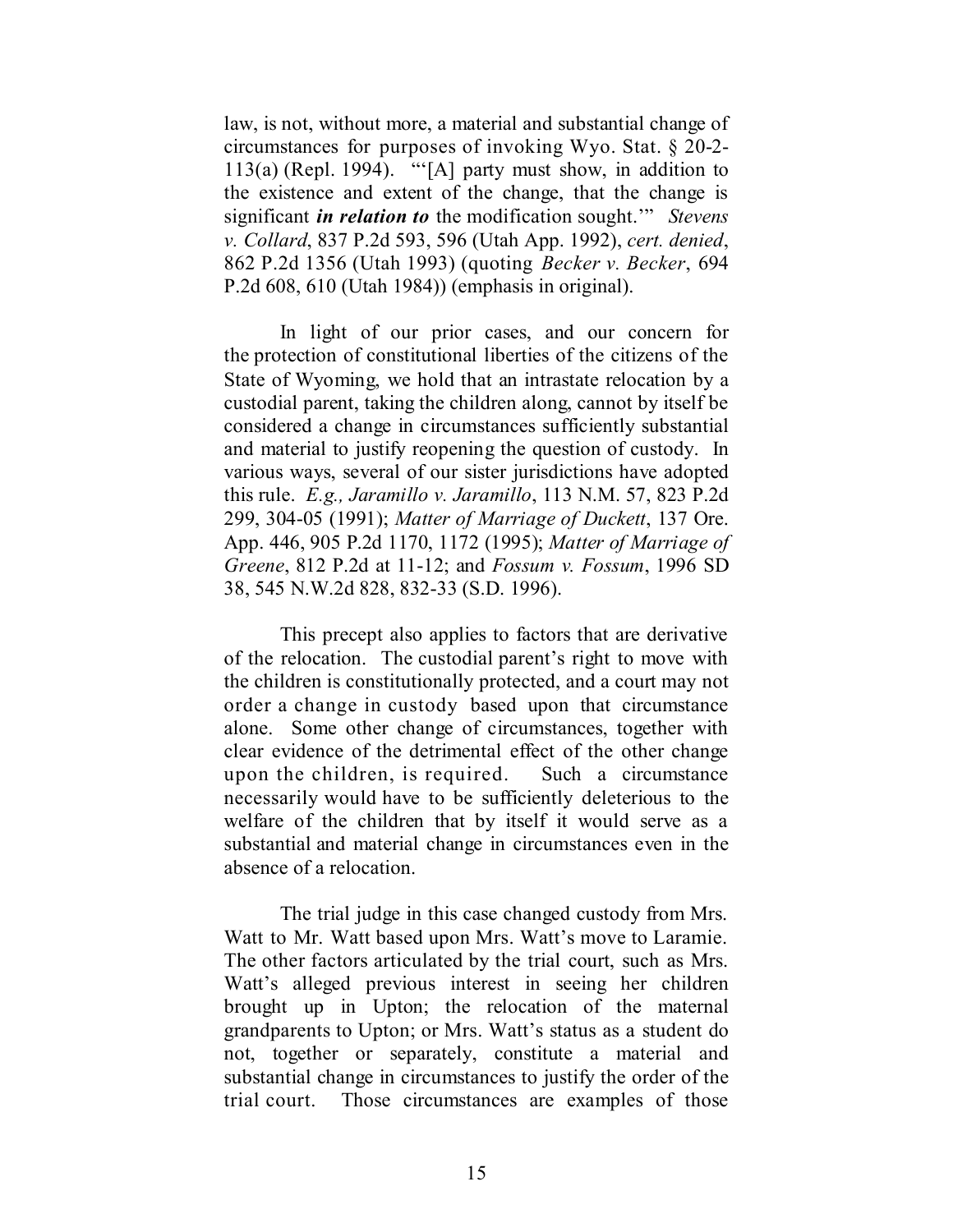law, is not, without more, a material and substantial change of circumstances for purposes of invoking Wyo. Stat. § 20-2-113(a) (Repl. 1994). "'[A] party must show, in addition to the existence and extent of the change, that the change is significant ***in relation to*** the modification sought.'" *Stevens v. Collard*, 837 P.2d 593, 596 (Utah App. 1992), *cert. denied*, 862 P.2d 1356 (Utah 1993) (quoting *Becker v. Becker*, 694 P.2d 608, 610 (Utah 1984)) (emphasis in original).

In light of our prior cases, and our concern for the protection of constitutional liberties of the citizens of the State of Wyoming, we hold that an intrastate relocation by a custodial parent, taking the children along, cannot by itself be considered a change in circumstances sufficiently substantial and material to justify reopening the question of custody. In various ways, several of our sister jurisdictions have adopted this rule. *E.g., Jaramillo v. Jaramillo*, 113 N.M. 57, 823 P.2d 299, 304-05 (1991); *Matter of Marriage of Duckett*, 137 Ore. App. 446, 905 P.2d 1170, 1172 (1995); *Matter of Marriage of Greene*, 812 P.2d at 11-12; and *Fossum v. Fossum*, 1996 SD 38, 545 N.W.2d 828, 832-33 (S.D. 1996).

This precept also applies to factors that are derivative of the relocation. The custodial parent's right to move with the children is constitutionally protected, and a court may not order a change in custody based upon that circumstance alone. Some other change of circumstances, together with clear evidence of the detrimental effect of the other change upon the children, is required. Such a circumstance necessarily would have to be sufficiently deleterious to the welfare of the children that by itself it would serve as a substantial and material change in circumstances even in the absence of a relocation.

The trial judge in this case changed custody from Mrs. Watt to Mr. Watt based upon Mrs. Watt's move to Laramie. The other factors articulated by the trial court, such as Mrs. Watt's alleged previous interest in seeing her children brought up in Upton; the relocation of the maternal grandparents to Upton; or Mrs. Watt's status as a student do not, together or separately, constitute a material and substantial change in circumstances to justify the order of the trial court. Those circumstances are examples of those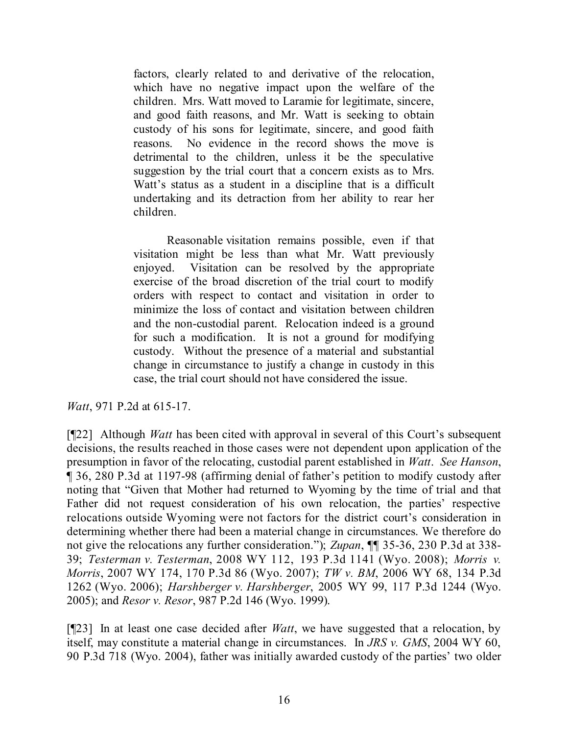> factors, clearly related to and derivative of the relocation, which have no negative impact upon the welfare of the children. Mrs. Watt moved to Laramie for legitimate, sincere, and good faith reasons, and Mr. Watt is seeking to obtain custody of his sons for legitimate, sincere, and good faith reasons. No evidence in the record shows the move is detrimental to the children, unless it be the speculative suggestion by the trial court that a concern exists as to Mrs. Watt's status as a student in a discipline that is a difficult undertaking and its detraction from her ability to rear her children.
>
> Reasonable visitation remains possible, even if that visitation might be less than what Mr. Watt previously enjoyed. Visitation can be resolved by the appropriate exercise of the broad discretion of the trial court to modify orders with respect to contact and visitation in order to minimize the loss of contact and visitation between children and the non-custodial parent. Relocation indeed is a ground for such a modification. It is not a ground for modifying custody. Without the presence of a material and substantial change in circumstance to justify a change in custody in this case, the trial court should not have considered the issue.

*Watt*, 971 P.2d at 615-17.

[¶22] Although *Watt* has been cited with approval in several of this Court's subsequent decisions, the results reached in those cases were not dependent upon application of the presumption in favor of the relocating, custodial parent established in *Watt*. *See Hanson*, ¶ 36, 280 P.3d at 1197-98 (affirming denial of father's petition to modify custody after noting that "Given that Mother had returned to Wyoming by the time of trial and that Father did not request consideration of his own relocation, the parties' respective relocations outside Wyoming were not factors for the district court's consideration in determining whether there had been a material change in circumstances. We therefore do not give the relocations any further consideration."); *Zupan*, ¶¶ 35-36, 230 P.3d at 338-39; *Testerman v. Testerman*, 2008 WY 112, 193 P.3d 1141 (Wyo. 2008); *Morris v. Morris*, 2007 WY 174, 170 P.3d 86 (Wyo. 2007); *TW v. BM*, 2006 WY 68, 134 P.3d 1262 (Wyo. 2006); *Harshberger v. Harshberger*, 2005 WY 99, 117 P.3d 1244 (Wyo. 2005); and *Resor v. Resor*, 987 P.2d 146 (Wyo. 1999).

[¶23] In at least one case decided after *Watt*, we have suggested that a relocation, by itself, may constitute a material change in circumstances. In *JRS v. GMS*, 2004 WY 60, 90 P.3d 718 (Wyo. 2004), father was initially awarded custody of the parties' two older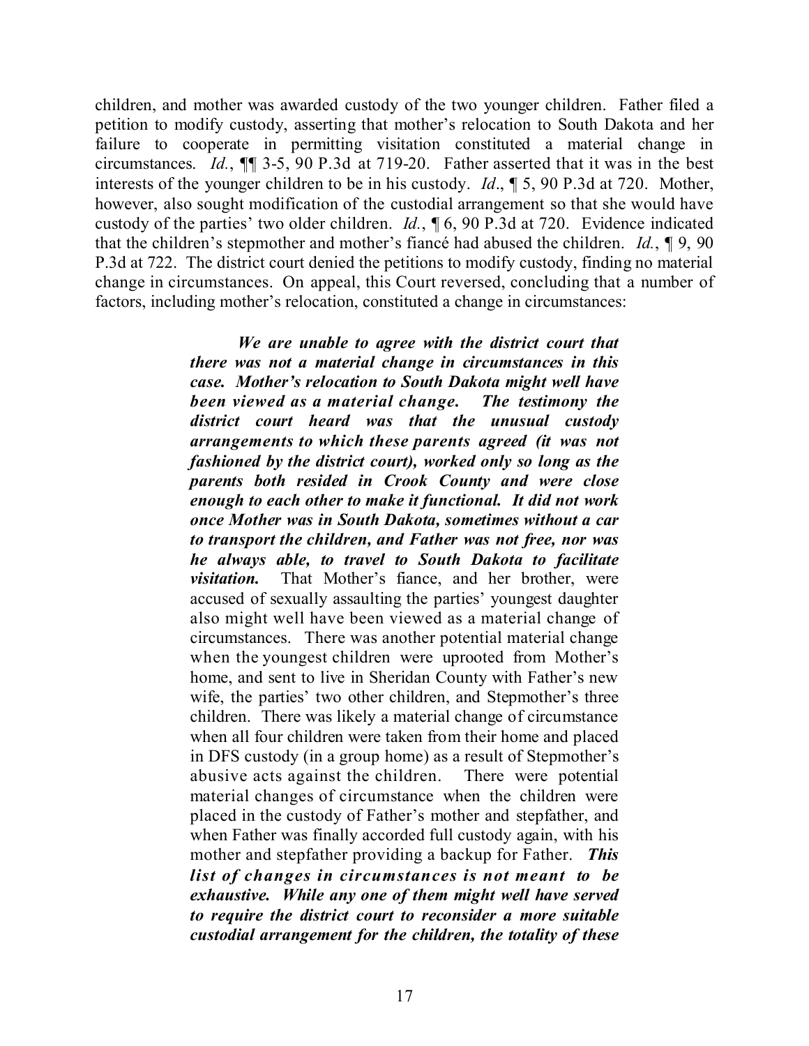children, and mother was awarded custody of the two younger children. Father filed a petition to modify custody, asserting that mother's relocation to South Dakota and her failure to cooperate in permitting visitation constituted a material change in circumstances. *Id.*, ¶¶ 3-5, 90 P.3d at 719-20. Father asserted that it was in the best interests of the younger children to be in his custody. *Id*., ¶ 5, 90 P.3d at 720. Mother, however, also sought modification of the custodial arrangement so that she would have custody of the parties' two older children. *Id.*, ¶ 6, 90 P.3d at 720. Evidence indicated that the children's stepmother and mother's fiancé had abused the children. *Id.*, ¶ 9, 90 P.3d at 722. The district court denied the petitions to modify custody, finding no material change in circumstances. On appeal, this Court reversed, concluding that a number of factors, including mother's relocation, constituted a change in circumstances:

> ***We are unable to agree with the district court that there was not a material change in circumstances in this case. Mother's relocation to South Dakota might well have been viewed as a material change. The testimony the district court heard was that the unusual custody arrangements to which these parents agreed (it was not fashioned by the district court), worked only so long as the parents both resided in Crook County and were close enough to each other to make it functional. It did not work once Mother was in South Dakota, sometimes without a car to transport the children, and Father was not free, nor was he always able, to travel to South Dakota to facilitate visitation.*** That Mother's fiance, and her brother, were accused of sexually assaulting the parties' youngest daughter also might well have been viewed as a material change of circumstances. There was another potential material change when the youngest children were uprooted from Mother's home, and sent to live in Sheridan County with Father's new wife, the parties' two other children, and Stepmother's three children. There was likely a material change of circumstance when all four children were taken from their home and placed in DFS custody (in a group home) as a result of Stepmother's abusive acts against the children. There were potential material changes of circumstance when the children were placed in the custody of Father's mother and stepfather, and when Father was finally accorded full custody again, with his mother and stepfather providing a backup for Father. ***This list of changes in circumstances is not meant to be exhaustive. While any one of them might well have served to require the district court to reconsider a more suitable custodial arrangement for the children, the totality of these***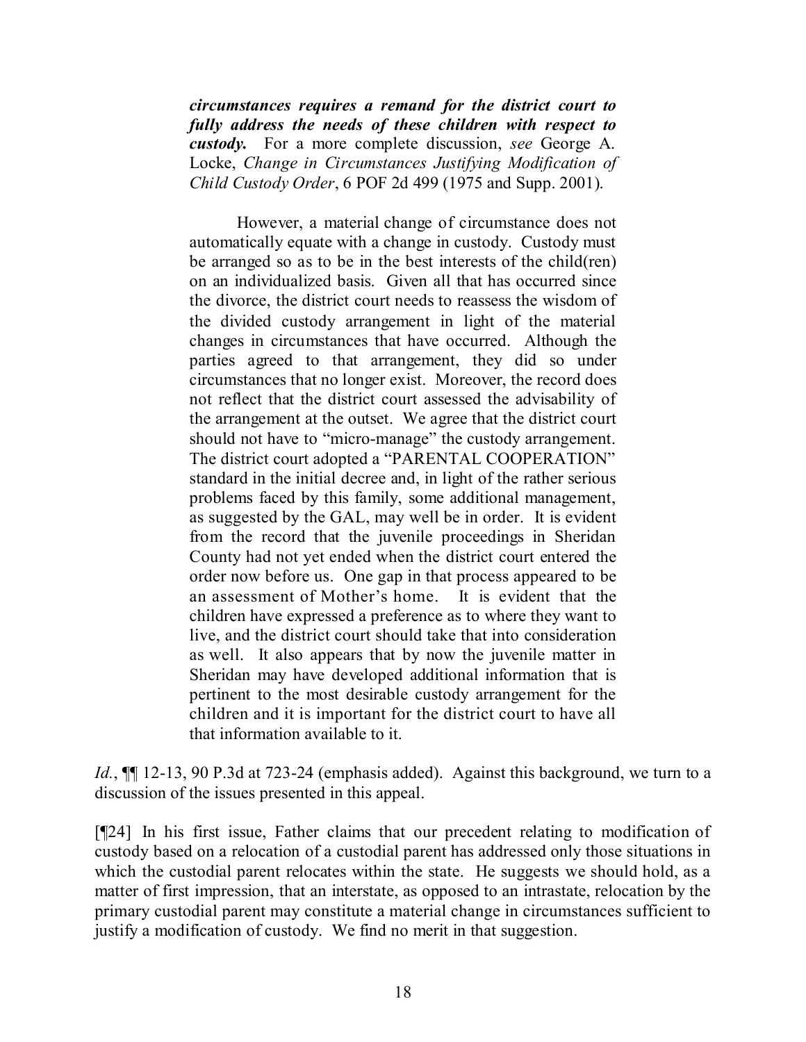> ***circumstances requires a remand for the district court to fully address the needs of these children with respect to custody.*** For a more complete discussion, *see* George A. Locke, *Change in Circumstances Justifying Modification of Child Custody Order*, 6 POF 2d 499 (1975 and Supp. 2001).
>
> However, a material change of circumstance does not automatically equate with a change in custody. Custody must be arranged so as to be in the best interests of the child(ren) on an individualized basis. Given all that has occurred since the divorce, the district court needs to reassess the wisdom of the divided custody arrangement in light of the material changes in circumstances that have occurred. Although the parties agreed to that arrangement, they did so under circumstances that no longer exist. Moreover, the record does not reflect that the district court assessed the advisability of the arrangement at the outset. We agree that the district court should not have to "micro-manage" the custody arrangement. The district court adopted a "PARENTAL COOPERATION" standard in the initial decree and, in light of the rather serious problems faced by this family, some additional management, as suggested by the GAL, may well be in order. It is evident from the record that the juvenile proceedings in Sheridan County had not yet ended when the district court entered the order now before us. One gap in that process appeared to be an assessment of Mother's home. It is evident that the children have expressed a preference as to where they want to live, and the district court should take that into consideration as well. It also appears that by now the juvenile matter in Sheridan may have developed additional information that is pertinent to the most desirable custody arrangement for the children and it is important for the district court to have all that information available to it.

*Id.*, ¶¶ 12-13, 90 P.3d at 723-24 (emphasis added). Against this background, we turn to a discussion of the issues presented in this appeal.

[¶24] In his first issue, Father claims that our precedent relating to modification of custody based on a relocation of a custodial parent has addressed only those situations in which the custodial parent relocates within the state. He suggests we should hold, as a matter of first impression, that an interstate, as opposed to an intrastate, relocation by the primary custodial parent may constitute a material change in circumstances sufficient to justify a modification of custody. We find no merit in that suggestion.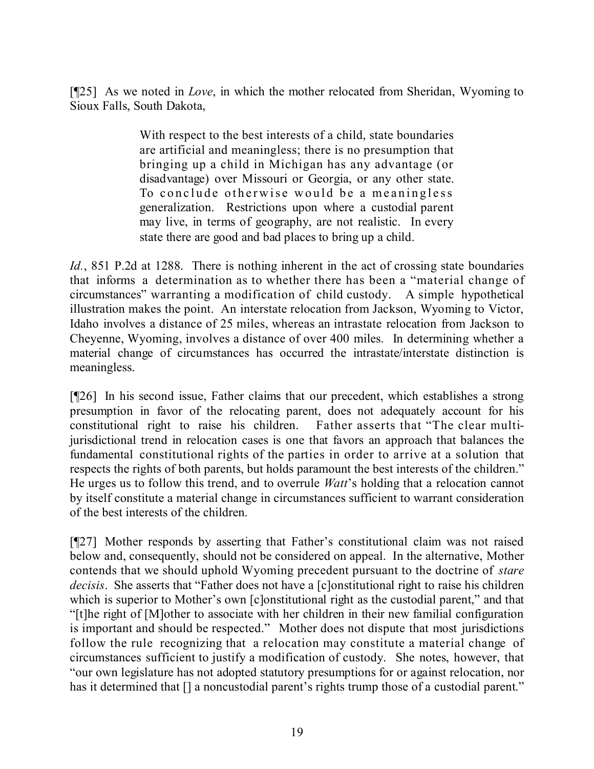[¶25] As we noted in *Love*, in which the mother relocated from Sheridan, Wyoming to Sioux Falls, South Dakota,

> With respect to the best interests of a child, state boundaries are artificial and meaningless; there is no presumption that bringing up a child in Michigan has any advantage (or disadvantage) over Missouri or Georgia, or any other state. To conclude otherwise would be a meaningless generalization. Restrictions upon where a custodial parent may live, in terms of geography, are not realistic. In every state there are good and bad places to bring up a child.

*Id.*, 851 P.2d at 1288. There is nothing inherent in the act of crossing state boundaries that informs a determination as to whether there has been a "material change of circumstances" warranting a modification of child custody. A simple hypothetical illustration makes the point. An interstate relocation from Jackson, Wyoming to Victor, Idaho involves a distance of 25 miles, whereas an intrastate relocation from Jackson to Cheyenne, Wyoming, involves a distance of over 400 miles. In determining whether a material change of circumstances has occurred the intrastate/interstate distinction is meaningless.

[¶26] In his second issue, Father claims that our precedent, which establishes a strong presumption in favor of the relocating parent, does not adequately account for his constitutional right to raise his children. Father asserts that "The clear multi-jurisdictional trend in relocation cases is one that favors an approach that balances the fundamental constitutional rights of the parties in order to arrive at a solution that respects the rights of both parents, but holds paramount the best interests of the children." He urges us to follow this trend, and to overrule *Watt*'s holding that a relocation cannot by itself constitute a material change in circumstances sufficient to warrant consideration of the best interests of the children.

[¶27] Mother responds by asserting that Father's constitutional claim was not raised below and, consequently, should not be considered on appeal. In the alternative, Mother contends that we should uphold Wyoming precedent pursuant to the doctrine of *stare decisis*. She asserts that "Father does not have a [c]onstitutional right to raise his children which is superior to Mother's own [c]onstitutional right as the custodial parent," and that "[t]he right of [M]other to associate with her children in their new familial configuration is important and should be respected." Mother does not dispute that most jurisdictions follow the rule recognizing that a relocation may constitute a material change of circumstances sufficient to justify a modification of custody. She notes, however, that "our own legislature has not adopted statutory presumptions for or against relocation, nor has it determined that [] a noncustodial parent's rights trump those of a custodial parent."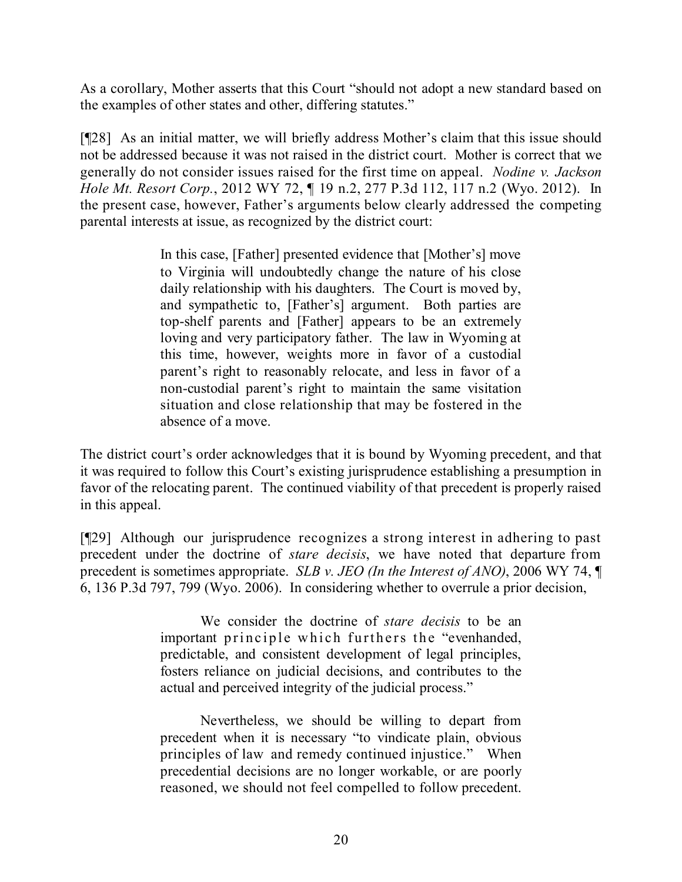As a corollary, Mother asserts that this Court "should not adopt a new standard based on the examples of other states and other, differing statutes."

[¶28] As an initial matter, we will briefly address Mother's claim that this issue should not be addressed because it was not raised in the district court. Mother is correct that we generally do not consider issues raised for the first time on appeal. *Nodine v. Jackson Hole Mt. Resort Corp.*, 2012 WY 72, ¶ 19 n.2, 277 P.3d 112, 117 n.2 (Wyo. 2012). In the present case, however, Father's arguments below clearly addressed the competing parental interests at issue, as recognized by the district court:

> In this case, [Father] presented evidence that [Mother's] move to Virginia will undoubtedly change the nature of his close daily relationship with his daughters. The Court is moved by, and sympathetic to, [Father's] argument. Both parties are top-shelf parents and [Father] appears to be an extremely loving and very participatory father. The law in Wyoming at this time, however, weights more in favor of a custodial parent's right to reasonably relocate, and less in favor of a non-custodial parent's right to maintain the same visitation situation and close relationship that may be fostered in the absence of a move.

The district court's order acknowledges that it is bound by Wyoming precedent, and that it was required to follow this Court's existing jurisprudence establishing a presumption in favor of the relocating parent. The continued viability of that precedent is properly raised in this appeal.

[¶29] Although our jurisprudence recognizes a strong interest in adhering to past precedent under the doctrine of *stare decisis*, we have noted that departure from precedent is sometimes appropriate. *SLB v. JEO (In the Interest of ANO)*, 2006 WY 74, ¶ 6, 136 P.3d 797, 799 (Wyo. 2006). In considering whether to overrule a prior decision,

> We consider the doctrine of *stare decisis* to be an important principle which furthers the "evenhanded, predictable, and consistent development of legal principles, fosters reliance on judicial decisions, and contributes to the actual and perceived integrity of the judicial process."
>
> Nevertheless, we should be willing to depart from precedent when it is necessary "to vindicate plain, obvious principles of law and remedy continued injustice." When precedential decisions are no longer workable, or are poorly reasoned, we should not feel compelled to follow precedent.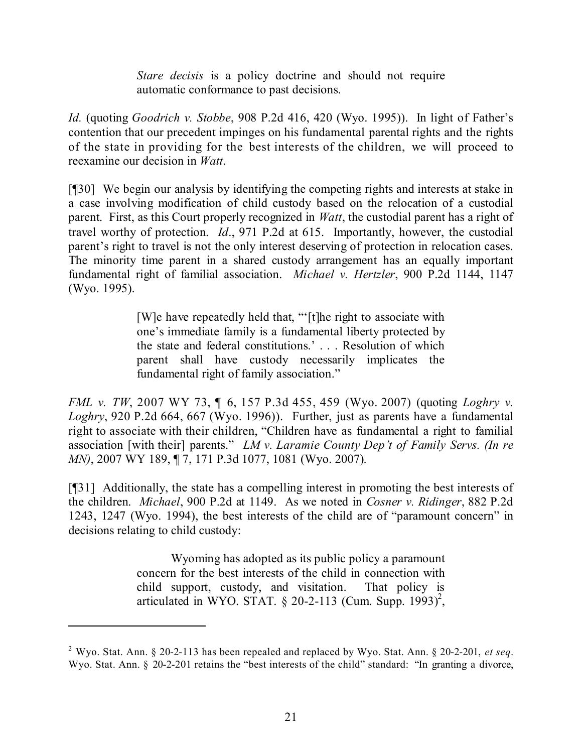> *Stare decisis* is a policy doctrine and should not require automatic conformance to past decisions.

*Id.* (quoting *Goodrich v. Stobbe*, 908 P.2d 416, 420 (Wyo. 1995)). In light of Father's contention that our precedent impinges on his fundamental parental rights and the rights of the state in providing for the best interests of the children, we will proceed to reexamine our decision in *Watt*.

[¶30] We begin our analysis by identifying the competing rights and interests at stake in a case involving modification of child custody based on the relocation of a custodial parent. First, as this Court properly recognized in *Watt*, the custodial parent has a right of travel worthy of protection. *Id*., 971 P.2d at 615. Importantly, however, the custodial parent's right to travel is not the only interest deserving of protection in relocation cases. The minority time parent in a shared custody arrangement has an equally important fundamental right of familial association. *Michael v. Hertzler*, 900 P.2d 1144, 1147 (Wyo. 1995).

> [W]e have repeatedly held that, "'[t]he right to associate with one's immediate family is a fundamental liberty protected by the state and federal constitutions.' . . . Resolution of which parent shall have custody necessarily implicates the fundamental right of family association."

*FML v. TW*, 2007 WY 73, ¶ 6, 157 P.3d 455, 459 (Wyo. 2007) (quoting *Loghry v. Loghry*, 920 P.2d 664, 667 (Wyo. 1996)). Further, just as parents have a fundamental right to associate with their children, "Children have as fundamental a right to familial association [with their] parents." *LM v. Laramie County Dep't of Family Servs. (In re MN)*, 2007 WY 189, ¶ 7, 171 P.3d 1077, 1081 (Wyo. 2007).

[¶31] Additionally, the state has a compelling interest in promoting the best interests of the children. *Michael*, 900 P.2d at 1149. As we noted in *Cosner v. Ridinger*, 882 P.2d 1243, 1247 (Wyo. 1994), the best interests of the child are of "paramount concern" in decisions relating to child custody:

> Wyoming has adopted as its public policy a paramount concern for the best interests of the child in connection with child support, custody, and visitation. That policy is articulated in WYO. STAT. § 20-2-113 (Cum. Supp. 1993)[2],

---

[2] Wyo. Stat. Ann. § 20-2-113 has been repealed and replaced by Wyo. Stat. Ann. § 20-2-201, *et seq*. Wyo. Stat. Ann. § 20-2-201 retains the "best interests of the child" standard: "In granting a divorce,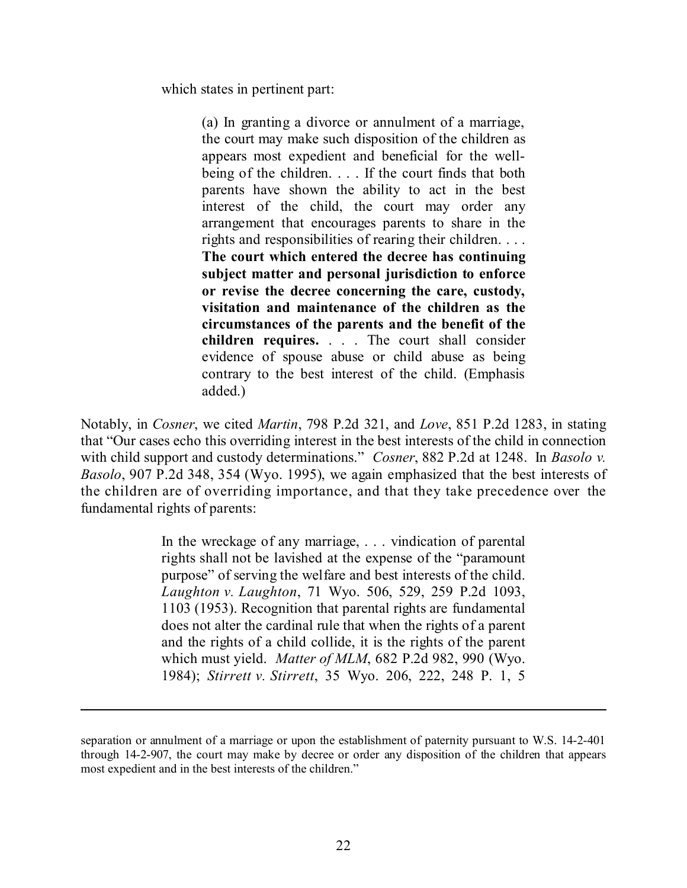which states in pertinent part:

> (a) In granting a divorce or annulment of a marriage, the court may make such disposition of the children as appears most expedient and beneficial for the well-being of the children. . . . If the court finds that both parents have shown the ability to act in the best interest of the child, the court may order any arrangement that encourages parents to share in the rights and responsibilities of rearing their children. . . . **The court which entered the decree has continuing subject matter and personal jurisdiction to enforce or revise the decree concerning the care, custody, visitation and maintenance of the children as the circumstances of the parents and the benefit of the children requires.** . . . The court shall consider evidence of spouse abuse or child abuse as being contrary to the best interest of the child. (Emphasis added.)

Notably, in *Cosner*, we cited *Martin*, 798 P.2d 321, and *Love*, 851 P.2d 1283, in stating that "Our cases echo this overriding interest in the best interests of the child in connection with child support and custody determinations." *Cosner*, 882 P.2d at 1248. In *Basolo v. Basolo*, 907 P.2d 348, 354 (Wyo. 1995), we again emphasized that the best interests of the children are of overriding importance, and that they take precedence over the fundamental rights of parents:

> In the wreckage of any marriage, . . . vindication of parental rights shall not be lavished at the expense of the "paramount purpose" of serving the welfare and best interests of the child. *Laughton v. Laughton*, 71 Wyo. 506, 529, 259 P.2d 1093, 1103 (1953). Recognition that parental rights are fundamental does not alter the cardinal rule that when the rights of a parent and the rights of a child collide, it is the rights of the parent which must yield. *Matter of MLM*, 682 P.2d 982, 990 (Wyo. 1984); *Stirrett v. Stirrett*, 35 Wyo. 206, 222, 248 P. 1, 5

---

separation or annulment of a marriage or upon the establishment of paternity pursuant to W.S. 14-2-401 through 14-2-907, the court may make by decree or order any disposition of the children that appears most expedient and in the best interests of the children."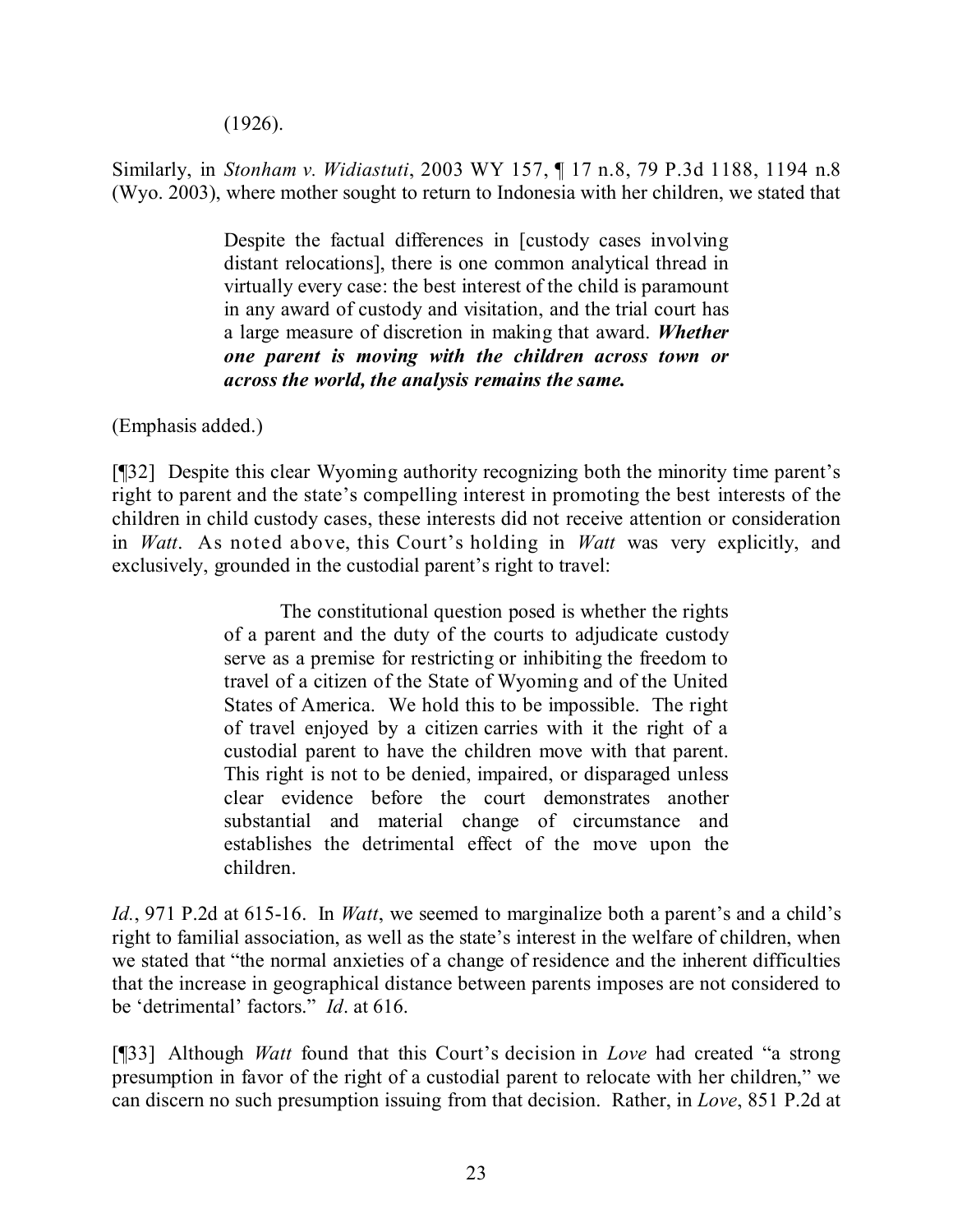(1926).

Similarly, in *Stonham v. Widiastuti*, 2003 WY 157, ¶ 17 n.8, 79 P.3d 1188, 1194 n.8 (Wyo. 2003), where mother sought to return to Indonesia with her children, we stated that

> Despite the factual differences in [custody cases involving distant relocations], there is one common analytical thread in virtually every case: the best interest of the child is paramount in any award of custody and visitation, and the trial court has a large measure of discretion in making that award. ***Whether one parent is moving with the children across town or across the world, the analysis remains the same.***

(Emphasis added.)

[¶32] Despite this clear Wyoming authority recognizing both the minority time parent's right to parent and the state's compelling interest in promoting the best interests of the children in child custody cases, these interests did not receive attention or consideration in *Watt*. As noted above, this Court's holding in *Watt* was very explicitly, and exclusively, grounded in the custodial parent's right to travel:

> The constitutional question posed is whether the rights of a parent and the duty of the courts to adjudicate custody serve as a premise for restricting or inhibiting the freedom to travel of a citizen of the State of Wyoming and of the United States of America. We hold this to be impossible. The right of travel enjoyed by a citizen carries with it the right of a custodial parent to have the children move with that parent. This right is not to be denied, impaired, or disparaged unless clear evidence before the court demonstrates another substantial and material change of circumstance and establishes the detrimental effect of the move upon the children.

*Id.*, 971 P.2d at 615-16. In *Watt*, we seemed to marginalize both a parent's and a child's right to familial association, as well as the state's interest in the welfare of children, when we stated that "the normal anxieties of a change of residence and the inherent difficulties that the increase in geographical distance between parents imposes are not considered to be 'detrimental' factors." *Id*. at 616.

[¶33] Although *Watt* found that this Court's decision in *Love* had created "a strong presumption in favor of the right of a custodial parent to relocate with her children," we can discern no such presumption issuing from that decision. Rather, in *Love*, 851 P.2d at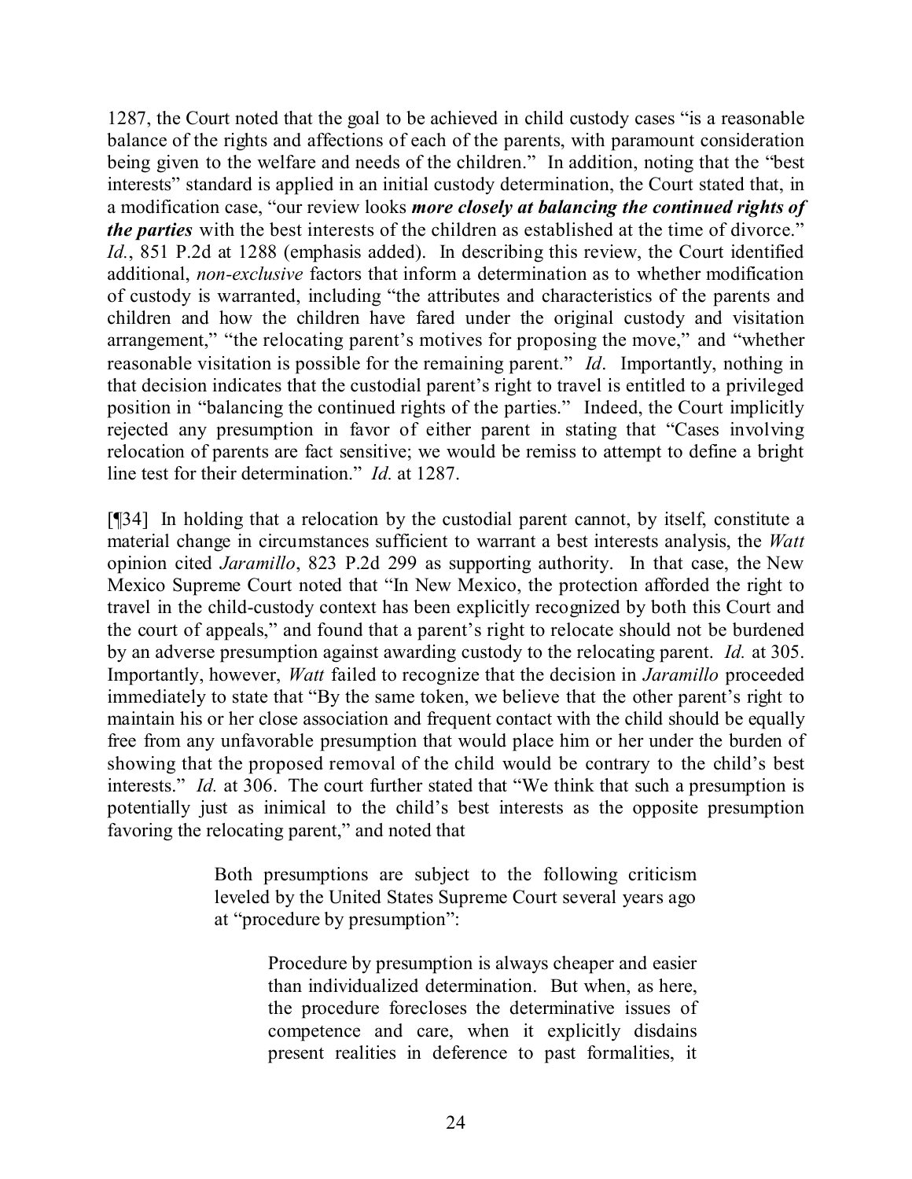1287, the Court noted that the goal to be achieved in child custody cases "is a reasonable balance of the rights and affections of each of the parents, with paramount consideration being given to the welfare and needs of the children." In addition, noting that the "best interests" standard is applied in an initial custody determination, the Court stated that, in a modification case, "our review looks ***more closely at balancing the continued rights of the parties*** with the best interests of the children as established at the time of divorce." *Id.*, 851 P.2d at 1288 (emphasis added). In describing this review, the Court identified additional, *non-exclusive* factors that inform a determination as to whether modification of custody is warranted, including "the attributes and characteristics of the parents and children and how the children have fared under the original custody and visitation arrangement," "the relocating parent's motives for proposing the move," and "whether reasonable visitation is possible for the remaining parent." *Id*. Importantly, nothing in that decision indicates that the custodial parent's right to travel is entitled to a privileged position in "balancing the continued rights of the parties." Indeed, the Court implicitly rejected any presumption in favor of either parent in stating that "Cases involving relocation of parents are fact sensitive; we would be remiss to attempt to define a bright line test for their determination." *Id.* at 1287.

[¶34] In holding that a relocation by the custodial parent cannot, by itself, constitute a material change in circumstances sufficient to warrant a best interests analysis, the *Watt* opinion cited *Jaramillo*, 823 P.2d 299 as supporting authority. In that case, the New Mexico Supreme Court noted that "In New Mexico, the protection afforded the right to travel in the child-custody context has been explicitly recognized by both this Court and the court of appeals," and found that a parent's right to relocate should not be burdened by an adverse presumption against awarding custody to the relocating parent. *Id.* at 305. Importantly, however, *Watt* failed to recognize that the decision in *Jaramillo* proceeded immediately to state that "By the same token, we believe that the other parent's right to maintain his or her close association and frequent contact with the child should be equally free from any unfavorable presumption that would place him or her under the burden of showing that the proposed removal of the child would be contrary to the child's best interests." *Id.* at 306. The court further stated that "We think that such a presumption is potentially just as inimical to the child's best interests as the opposite presumption favoring the relocating parent," and noted that

> Both presumptions are subject to the following criticism leveled by the United States Supreme Court several years ago at "procedure by presumption":
>
> > Procedure by presumption is always cheaper and easier than individualized determination. But when, as here, the procedure forecloses the determinative issues of competence and care, when it explicitly disdains present realities in deference to past formalities, it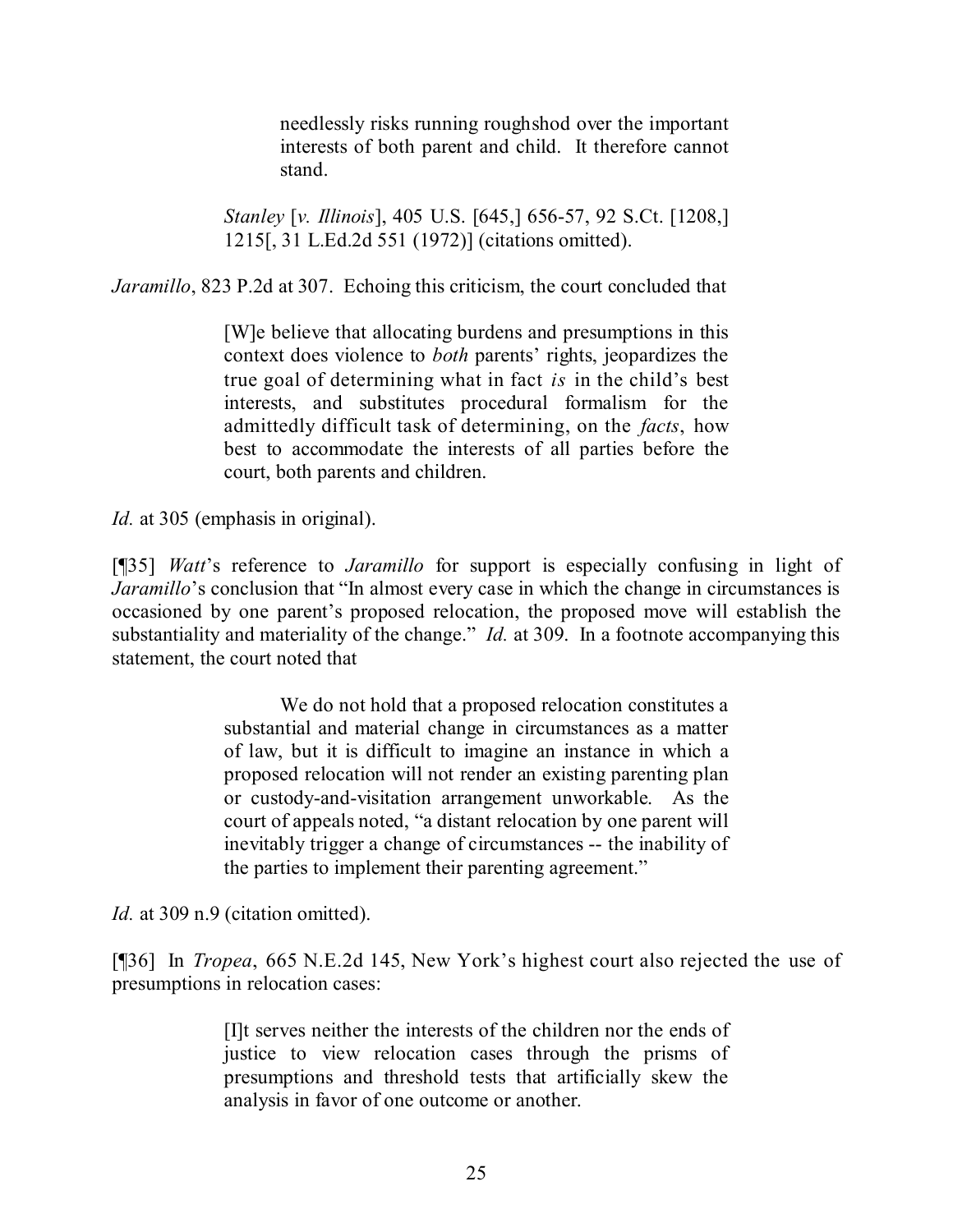> needlessly risks running roughshod over the important interests of both parent and child. It therefore cannot stand.
>
> *Stanley* [*v. Illinois*], 405 U.S. [645,] 656-57, 92 S.Ct. [1208,] 1215[, 31 L.Ed.2d 551 (1972)] (citations omitted).

*Jaramillo*, 823 P.2d at 307. Echoing this criticism, the court concluded that

> [W]e believe that allocating burdens and presumptions in this context does violence to *both* parents' rights, jeopardizes the true goal of determining what in fact *is* in the child's best interests, and substitutes procedural formalism for the admittedly difficult task of determining, on the *facts*, how best to accommodate the interests of all parties before the court, both parents and children.

*Id.* at 305 (emphasis in original).

[¶35] *Watt*'s reference to *Jaramillo* for support is especially confusing in light of *Jaramillo*'s conclusion that "In almost every case in which the change in circumstances is occasioned by one parent's proposed relocation, the proposed move will establish the substantiality and materiality of the change." *Id.* at 309. In a footnote accompanying this statement, the court noted that

> We do not hold that a proposed relocation constitutes a substantial and material change in circumstances as a matter of law, but it is difficult to imagine an instance in which a proposed relocation will not render an existing parenting plan or custody-and-visitation arrangement unworkable. As the court of appeals noted, "a distant relocation by one parent will inevitably trigger a change of circumstances -- the inability of the parties to implement their parenting agreement."

*Id.* at 309 n.9 (citation omitted).

[¶36] In *Tropea*, 665 N.E.2d 145, New York's highest court also rejected the use of presumptions in relocation cases:

> [I]t serves neither the interests of the children nor the ends of justice to view relocation cases through the prisms of presumptions and threshold tests that artificially skew the analysis in favor of one outcome or another.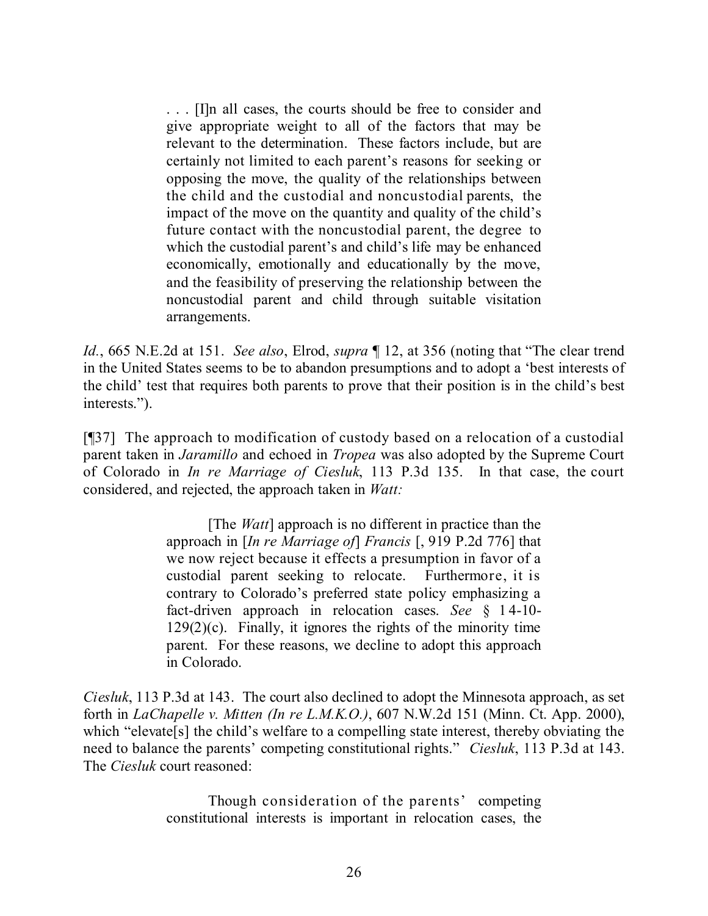> . . . [I]n all cases, the courts should be free to consider and give appropriate weight to all of the factors that may be relevant to the determination. These factors include, but are certainly not limited to each parent's reasons for seeking or opposing the move, the quality of the relationships between the child and the custodial and noncustodial parents, the impact of the move on the quantity and quality of the child's future contact with the noncustodial parent, the degree to which the custodial parent's and child's life may be enhanced economically, emotionally and educationally by the move, and the feasibility of preserving the relationship between the noncustodial parent and child through suitable visitation arrangements.

*Id.*, 665 N.E.2d at 151. *See also*, Elrod, *supra* ¶ 12, at 356 (noting that "The clear trend in the United States seems to be to abandon presumptions and to adopt a 'best interests of the child' test that requires both parents to prove that their position is in the child's best interests.").

[¶37] The approach to modification of custody based on a relocation of a custodial parent taken in *Jaramillo* and echoed in *Tropea* was also adopted by the Supreme Court of Colorado in *In re Marriage of Ciesluk*, 113 P.3d 135. In that case, the court considered, and rejected, the approach taken in *Watt:*

> [The *Watt*] approach is no different in practice than the approach in [*In re Marriage of*] *Francis* [, 919 P.2d 776] that we now reject because it effects a presumption in favor of a custodial parent seeking to relocate. Furthermore, it is contrary to Colorado's preferred state policy emphasizing a fact-driven approach in relocation cases. *See* § 14-10-129(2)(c). Finally, it ignores the rights of the minority time parent. For these reasons, we decline to adopt this approach in Colorado.

*Ciesluk*, 113 P.3d at 143. The court also declined to adopt the Minnesota approach, as set forth in *LaChapelle v. Mitten (In re L.M.K.O.)*, 607 N.W.2d 151 (Minn. Ct. App. 2000), which "elevate[s] the child's welfare to a compelling state interest, thereby obviating the need to balance the parents' competing constitutional rights." *Ciesluk*, 113 P.3d at 143. The *Ciesluk* court reasoned:

> Though consideration of the parents' competing constitutional interests is important in relocation cases, the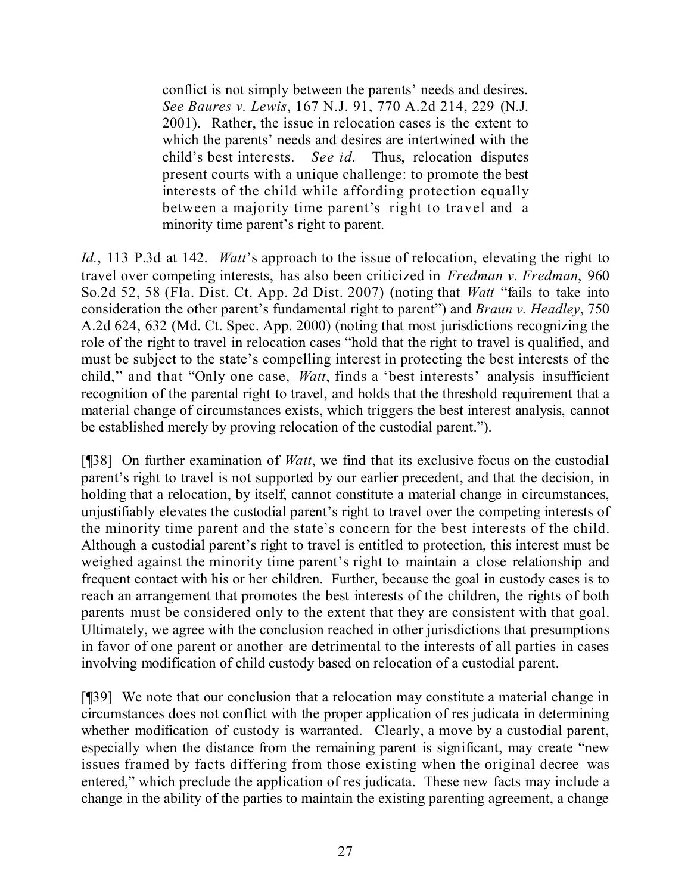> conflict is not simply between the parents' needs and desires. *See Baures v. Lewis*, 167 N.J. 91, 770 A.2d 214, 229 (N.J. 2001). Rather, the issue in relocation cases is the extent to which the parents' needs and desires are intertwined with the child's best interests. *See id*. Thus, relocation disputes present courts with a unique challenge: to promote the best interests of the child while affording protection equally between a majority time parent's right to travel and a minority time parent's right to parent.

*Id.*, 113 P.3d at 142. *Watt*'s approach to the issue of relocation, elevating the right to travel over competing interests, has also been criticized in *Fredman v. Fredman*, 960 So.2d 52, 58 (Fla. Dist. Ct. App. 2d Dist. 2007) (noting that *Watt* "fails to take into consideration the other parent's fundamental right to parent") and *Braun v. Headley*, 750 A.2d 624, 632 (Md. Ct. Spec. App. 2000) (noting that most jurisdictions recognizing the role of the right to travel in relocation cases "hold that the right to travel is qualified, and must be subject to the state's compelling interest in protecting the best interests of the child," and that "Only one case, *Watt*, finds a 'best interests' analysis insufficient recognition of the parental right to travel, and holds that the threshold requirement that a material change of circumstances exists, which triggers the best interest analysis, cannot be established merely by proving relocation of the custodial parent.").

[¶38] On further examination of *Watt*, we find that its exclusive focus on the custodial parent's right to travel is not supported by our earlier precedent, and that the decision, in holding that a relocation, by itself, cannot constitute a material change in circumstances, unjustifiably elevates the custodial parent's right to travel over the competing interests of the minority time parent and the state's concern for the best interests of the child. Although a custodial parent's right to travel is entitled to protection, this interest must be weighed against the minority time parent's right to maintain a close relationship and frequent contact with his or her children. Further, because the goal in custody cases is to reach an arrangement that promotes the best interests of the children, the rights of both parents must be considered only to the extent that they are consistent with that goal. Ultimately, we agree with the conclusion reached in other jurisdictions that presumptions in favor of one parent or another are detrimental to the interests of all parties in cases involving modification of child custody based on relocation of a custodial parent.

[¶39] We note that our conclusion that a relocation may constitute a material change in circumstances does not conflict with the proper application of res judicata in determining whether modification of custody is warranted. Clearly, a move by a custodial parent, especially when the distance from the remaining parent is significant, may create "new issues framed by facts differing from those existing when the original decree was entered," which preclude the application of res judicata. These new facts may include a change in the ability of the parties to maintain the existing parenting agreement, a change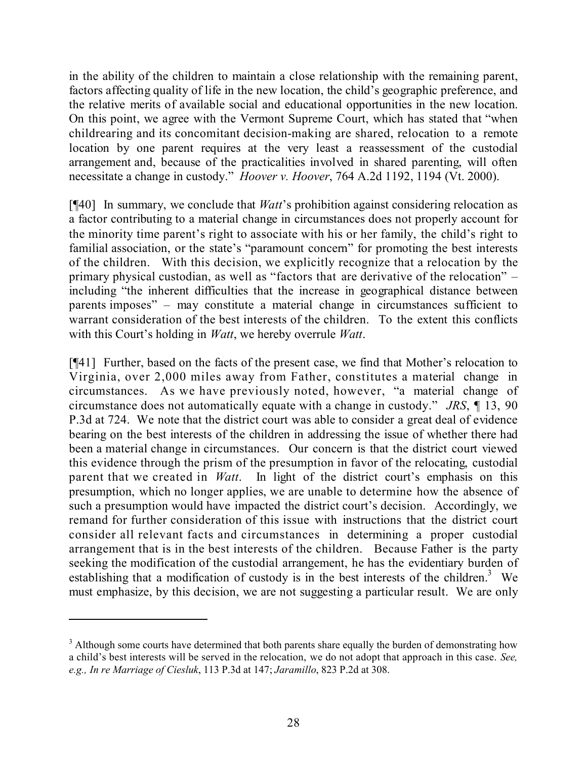in the ability of the children to maintain a close relationship with the remaining parent, factors affecting quality of life in the new location, the child's geographic preference, and the relative merits of available social and educational opportunities in the new location. On this point, we agree with the Vermont Supreme Court, which has stated that "when childrearing and its concomitant decision-making are shared, relocation to a remote location by one parent requires at the very least a reassessment of the custodial arrangement and, because of the practicalities involved in shared parenting, will often necessitate a change in custody." *Hoover v. Hoover*, 764 A.2d 1192, 1194 (Vt. 2000).

[¶40] In summary, we conclude that *Watt*'s prohibition against considering relocation as a factor contributing to a material change in circumstances does not properly account for the minority time parent's right to associate with his or her family, the child's right to familial association, or the state's "paramount concern" for promoting the best interests of the children. With this decision, we explicitly recognize that a relocation by the primary physical custodian, as well as "factors that are derivative of the relocation" – including "the inherent difficulties that the increase in geographical distance between parents imposes" – may constitute a material change in circumstances sufficient to warrant consideration of the best interests of the children. To the extent this conflicts with this Court's holding in *Watt*, we hereby overrule *Watt*.

[¶41] Further, based on the facts of the present case, we find that Mother's relocation to Virginia, over 2,000 miles away from Father, constitutes a material change in circumstances. As we have previously noted, however, "a material change of circumstance does not automatically equate with a change in custody." *JRS*, ¶ 13, 90 P.3d at 724. We note that the district court was able to consider a great deal of evidence bearing on the best interests of the children in addressing the issue of whether there had been a material change in circumstances. Our concern is that the district court viewed this evidence through the prism of the presumption in favor of the relocating, custodial parent that we created in *Watt*. In light of the district court's emphasis on this presumption, which no longer applies, we are unable to determine how the absence of such a presumption would have impacted the district court's decision. Accordingly, we remand for further consideration of this issue with instructions that the district court consider all relevant facts and circumstances in determining a proper custodial arrangement that is in the best interests of the children. Because Father is the party seeking the modification of the custodial arrangement, he has the evidentiary burden of establishing that a modification of custody is in the best interests of the children.[3] We must emphasize, by this decision, we are not suggesting a particular result. We are only

---

[3] Although some courts have determined that both parents share equally the burden of demonstrating how a child's best interests will be served in the relocation, we do not adopt that approach in this case. *See, e.g., In re Marriage of Ciesluk*, 113 P.3d at 147; *Jaramillo*, 823 P.2d at 308.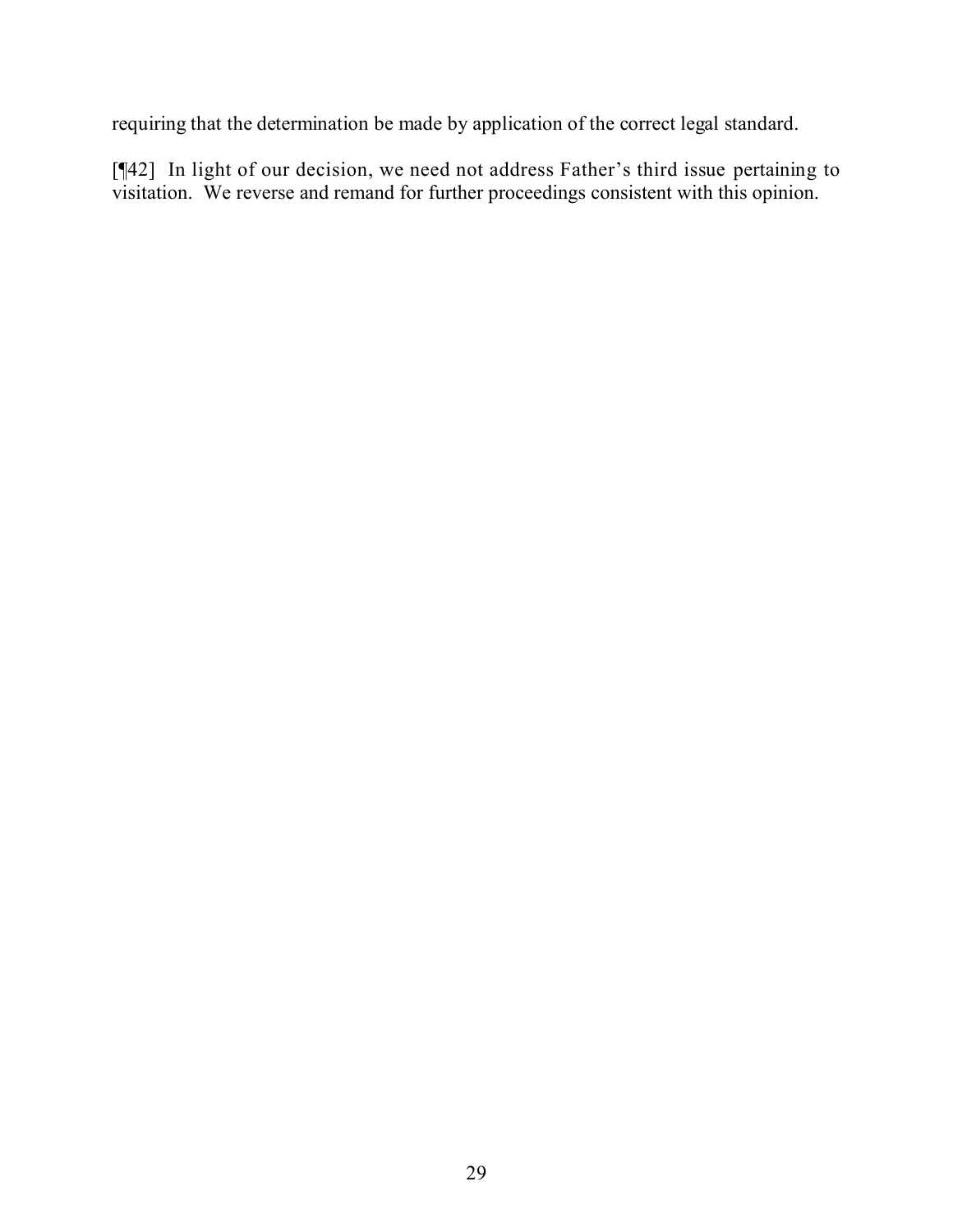requiring that the determination be made by application of the correct legal standard.

[¶42] In light of our decision, we need not address Father's third issue pertaining to visitation. We reverse and remand for further proceedings consistent with this opinion.